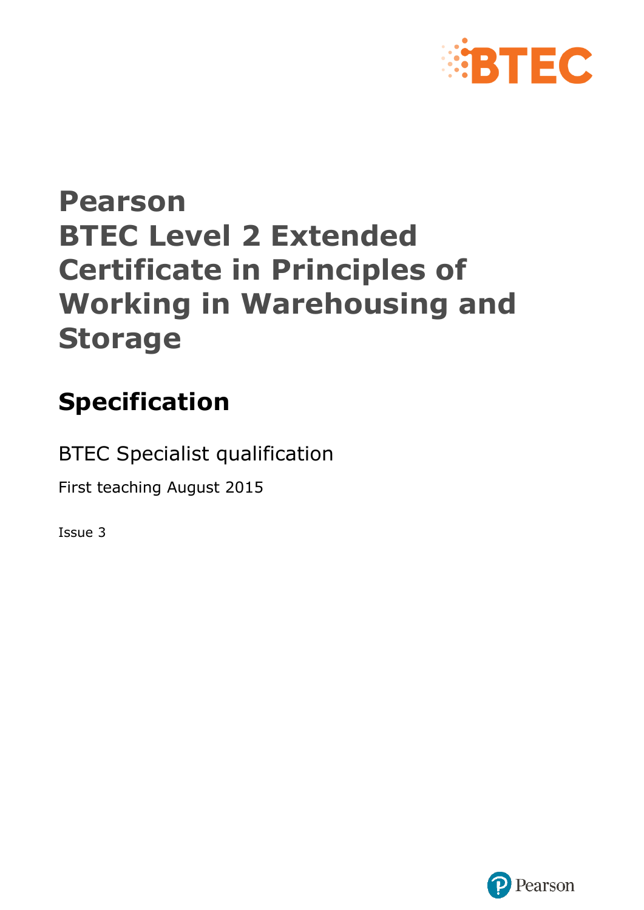# Pearson BTEC Level 2 Extended Certificate in Principles of Working in Warehousing and Storage

## Specification

BTEC Specialist qualification

First teaching August 2015

Issue 3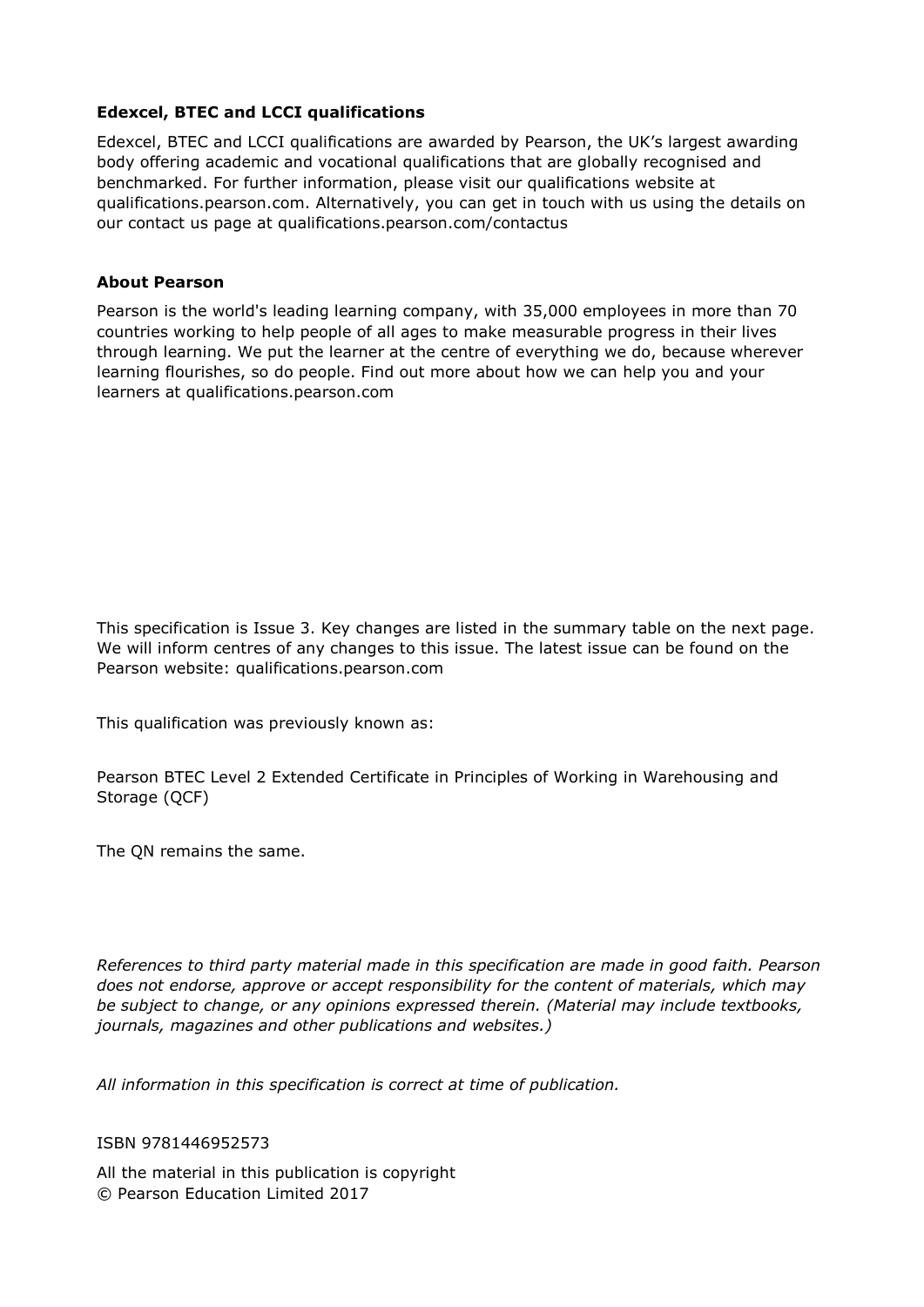**Edexcel, BTEC and LCCI qualifications**

Edexcel, BTEC and LCCI qualifications are awarded by Pearson, the UK's largest awarding body offering academic and vocational qualifications that are globally recognised and benchmarked. For further information, please visit our qualifications website at qualifications.pearson.com. Alternatively, you can get in touch with us using the details on our contact us page at qualifications.pearson.com/contactus

**About Pearson**

Pearson is the world's leading learning company, with 35,000 employees in more than 70 countries working to help people of all ages to make measurable progress in their lives through learning. We put the learner at the centre of everything we do, because wherever learning flourishes, so do people. Find out more about how we can help you and your learners at qualifications.pearson.com

This specification is Issue 3. Key changes are listed in the summary table on the next page. We will inform centres of any changes to this issue. The latest issue can be found on the Pearson website: qualifications.pearson.com

This qualification was previously known as:

Pearson BTEC Level 2 Extended Certificate in Principles of Working in Warehousing and Storage (QCF)

The QN remains the same.

*References to third party material made in this specification are made in good faith. Pearson does not endorse, approve or accept responsibility for the content of materials, which may be subject to change, or any opinions expressed therein. (Material may include textbooks, journals, magazines and other publications and websites.)*

*All information in this specification is correct at time of publication.*

ISBN 9781446952573

All the material in this publication is copyright
© Pearson Education Limited 2017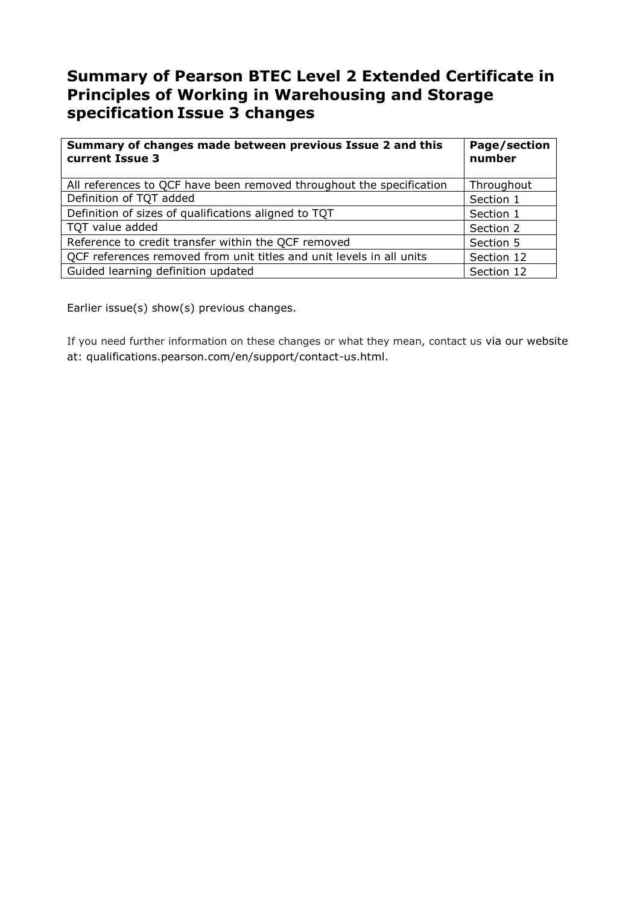# Summary of Pearson BTEC Level 2 Extended Certificate in Principles of Working in Warehousing and Storage specification Issue 3 changes

| Summary of changes made between previous Issue 2 and this current Issue 3 | Page/section number |
|---|---|
| All references to QCF have been removed throughout the specification | Throughout |
| Definition of TQT added | Section 1 |
| Definition of sizes of qualifications aligned to TQT | Section 1 |
| TQT value added | Section 2 |
| Reference to credit transfer within the QCF removed | Section 5 |
| QCF references removed from unit titles and unit levels in all units | Section 12 |
| Guided learning definition updated | Section 12 |

Earlier issue(s) show(s) previous changes.

If you need further information on these changes or what they mean, contact us via our website at: qualifications.pearson.com/en/support/contact-us.html.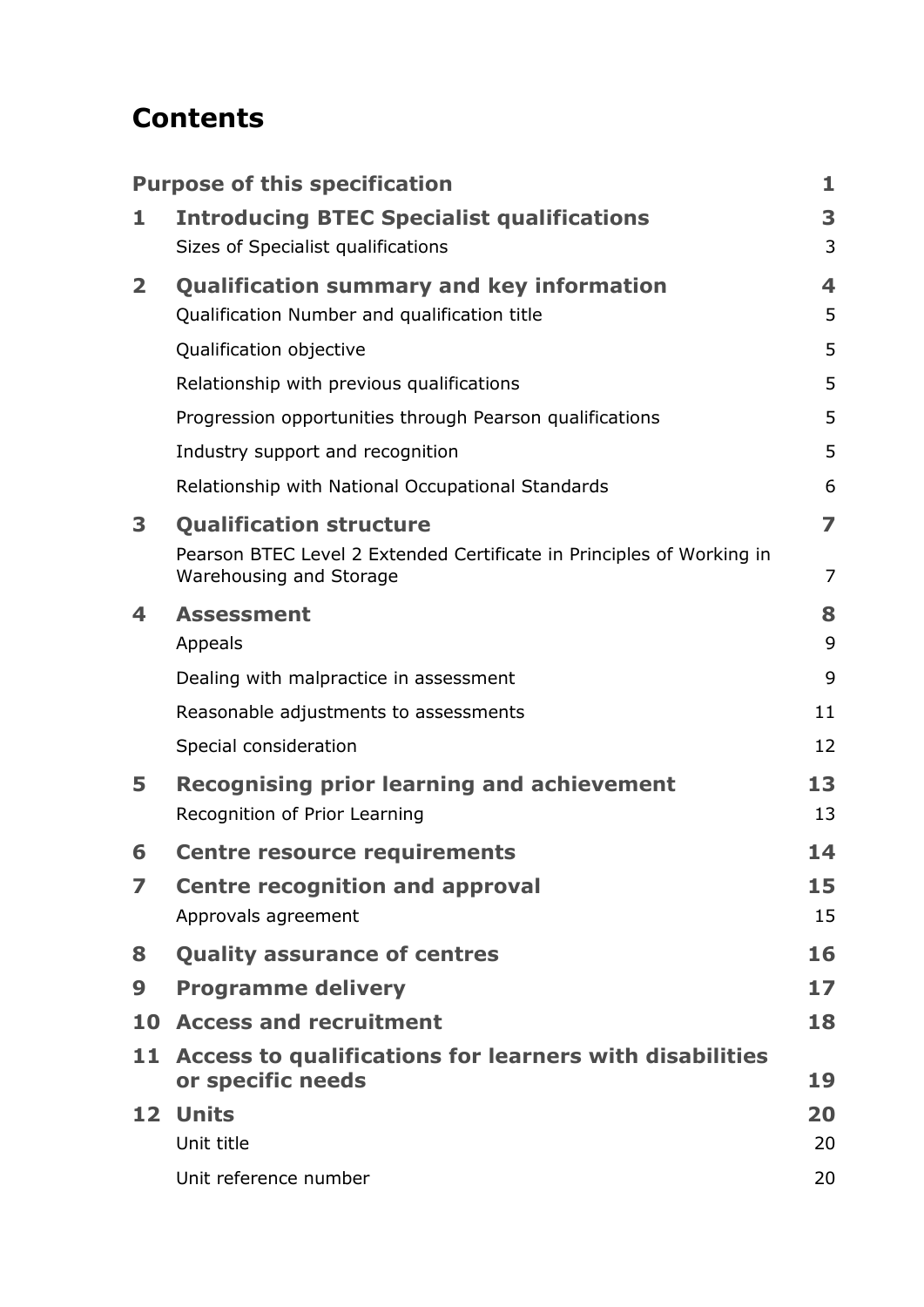# Contents

| | | |
|---|---|---|
| **Purpose of this specification** | | **1** |
| **1** | **Introducing BTEC Specialist qualifications** | **3** |
| | Sizes of Specialist qualifications | 3 |
| **2** | **Qualification summary and key information** | **4** |
| | Qualification Number and qualification title | 5 |
| | Qualification objective | 5 |
| | Relationship with previous qualifications | 5 |
| | Progression opportunities through Pearson qualifications | 5 |
| | Industry support and recognition | 5 |
| | Relationship with National Occupational Standards | 6 |
| **3** | **Qualification structure** | **7** |
| | Pearson BTEC Level 2 Extended Certificate in Principles of Working in Warehousing and Storage | 7 |
| **4** | **Assessment** | **8** |
| | Appeals | 9 |
| | Dealing with malpractice in assessment | 9 |
| | Reasonable adjustments to assessments | 11 |
| | Special consideration | 12 |
| **5** | **Recognising prior learning and achievement** | **13** |
| | Recognition of Prior Learning | 13 |
| **6** | **Centre resource requirements** | **14** |
| **7** | **Centre recognition and approval** | **15** |
| | Approvals agreement | 15 |
| **8** | **Quality assurance of centres** | **16** |
| **9** | **Programme delivery** | **17** |
| **10** | **Access and recruitment** | **18** |
| **11** | **Access to qualifications for learners with disabilities or specific needs** | **19** |
| **12** | **Units** | **20** |
| | Unit title | 20 |
| | Unit reference number | 20 |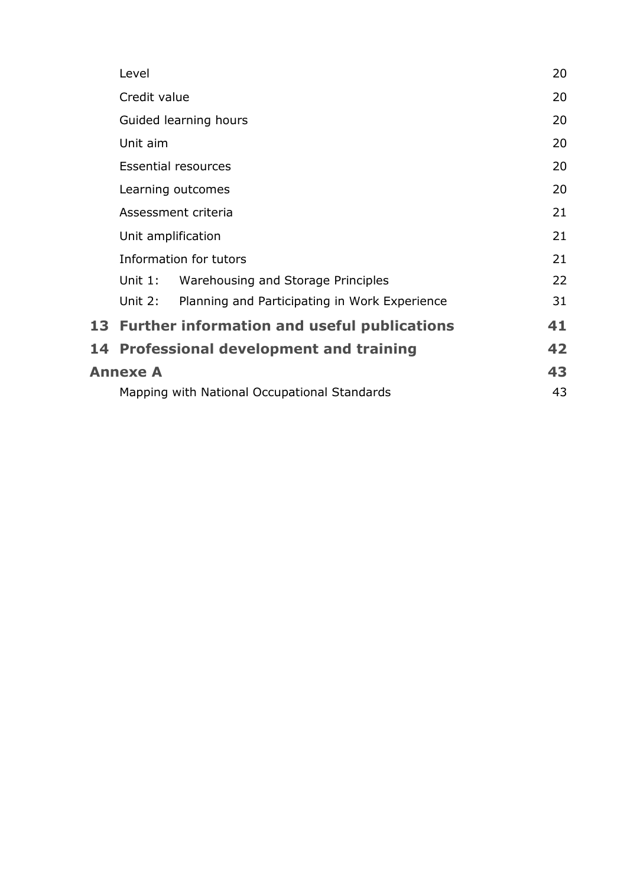Level 20

Credit value 20

Guided learning hours 20

Unit aim 20

Essential resources 20

Learning outcomes 20

Assessment criteria 21

Unit amplification 21

Information for tutors 21

Unit 1: Warehousing and Storage Principles 22

Unit 2: Planning and Participating in Work Experience 31

**13 Further information and useful publications 41**

**14 Professional development and training 42**

**Annexe A 43**

Mapping with National Occupational Standards 43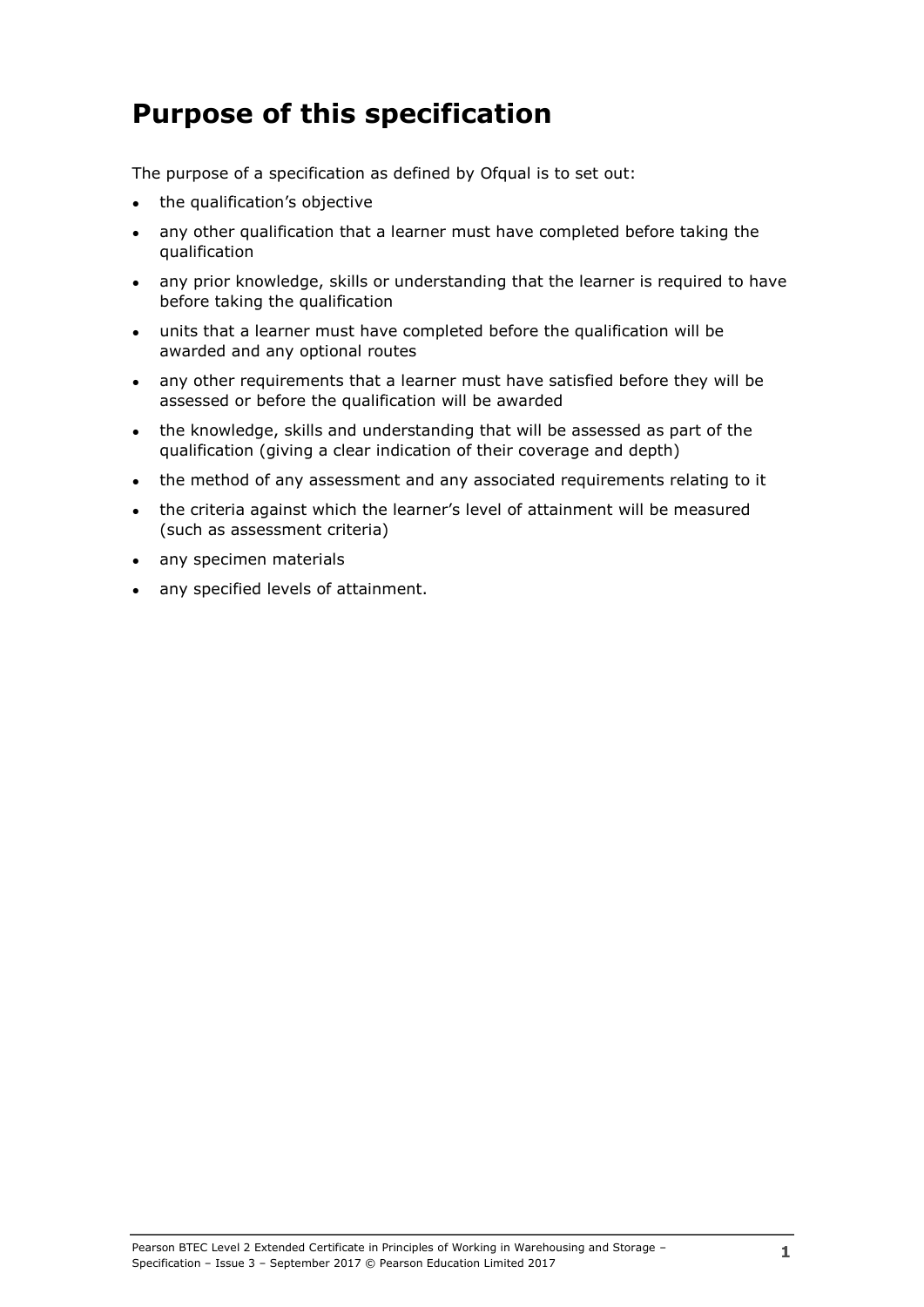# Purpose of this specification

The purpose of a specification as defined by Ofqual is to set out:

- the qualification's objective
- any other qualification that a learner must have completed before taking the qualification
- any prior knowledge, skills or understanding that the learner is required to have before taking the qualification
- units that a learner must have completed before the qualification will be awarded and any optional routes
- any other requirements that a learner must have satisfied before they will be assessed or before the qualification will be awarded
- the knowledge, skills and understanding that will be assessed as part of the qualification (giving a clear indication of their coverage and depth)
- the method of any assessment and any associated requirements relating to it
- the criteria against which the learner's level of attainment will be measured (such as assessment criteria)
- any specimen materials
- any specified levels of attainment.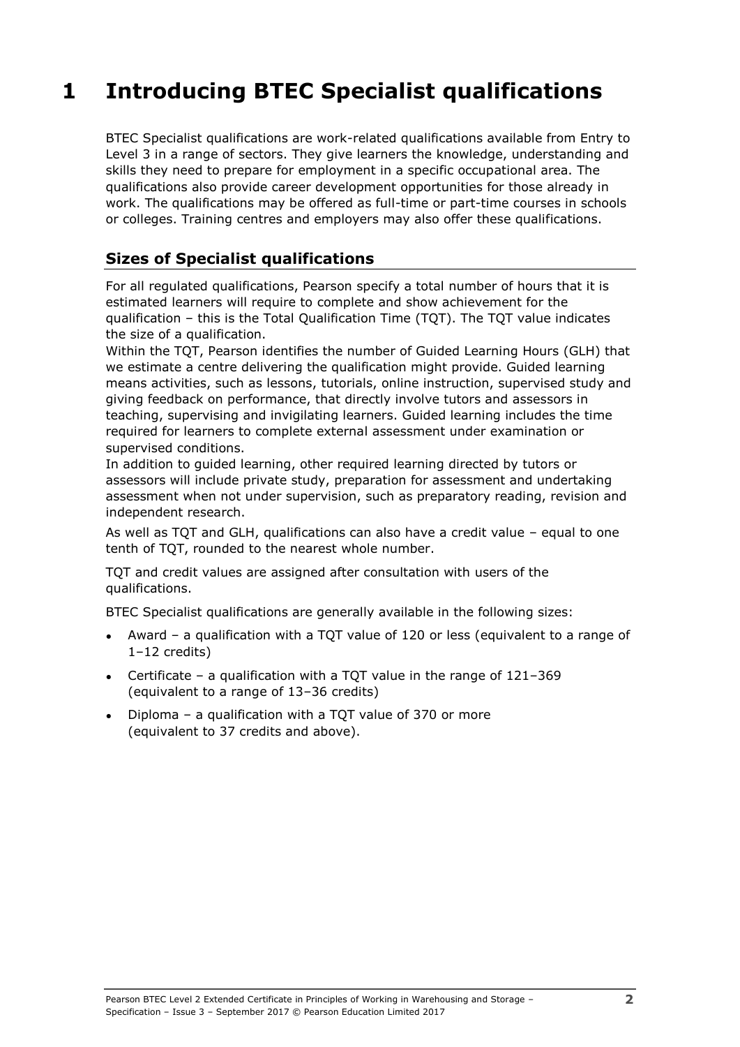# 1 Introducing BTEC Specialist qualifications

BTEC Specialist qualifications are work-related qualifications available from Entry to Level 3 in a range of sectors. They give learners the knowledge, understanding and skills they need to prepare for employment in a specific occupational area. The qualifications also provide career development opportunities for those already in work. The qualifications may be offered as full-time or part-time courses in schools or colleges. Training centres and employers may also offer these qualifications.

## Sizes of Specialist qualifications

For all regulated qualifications, Pearson specify a total number of hours that it is estimated learners will require to complete and show achievement for the qualification – this is the Total Qualification Time (TQT). The TQT value indicates the size of a qualification.

Within the TQT, Pearson identifies the number of Guided Learning Hours (GLH) that we estimate a centre delivering the qualification might provide. Guided learning means activities, such as lessons, tutorials, online instruction, supervised study and giving feedback on performance, that directly involve tutors and assessors in teaching, supervising and invigilating learners. Guided learning includes the time required for learners to complete external assessment under examination or supervised conditions.

In addition to guided learning, other required learning directed by tutors or assessors will include private study, preparation for assessment and undertaking assessment when not under supervision, such as preparatory reading, revision and independent research.

As well as TQT and GLH, qualifications can also have a credit value – equal to one tenth of TQT, rounded to the nearest whole number.

TQT and credit values are assigned after consultation with users of the qualifications.

BTEC Specialist qualifications are generally available in the following sizes:

- Award – a qualification with a TQT value of 120 or less (equivalent to a range of 1–12 credits)
- Certificate – a qualification with a TQT value in the range of 121–369 (equivalent to a range of 13–36 credits)
- Diploma – a qualification with a TQT value of 370 or more (equivalent to 37 credits and above).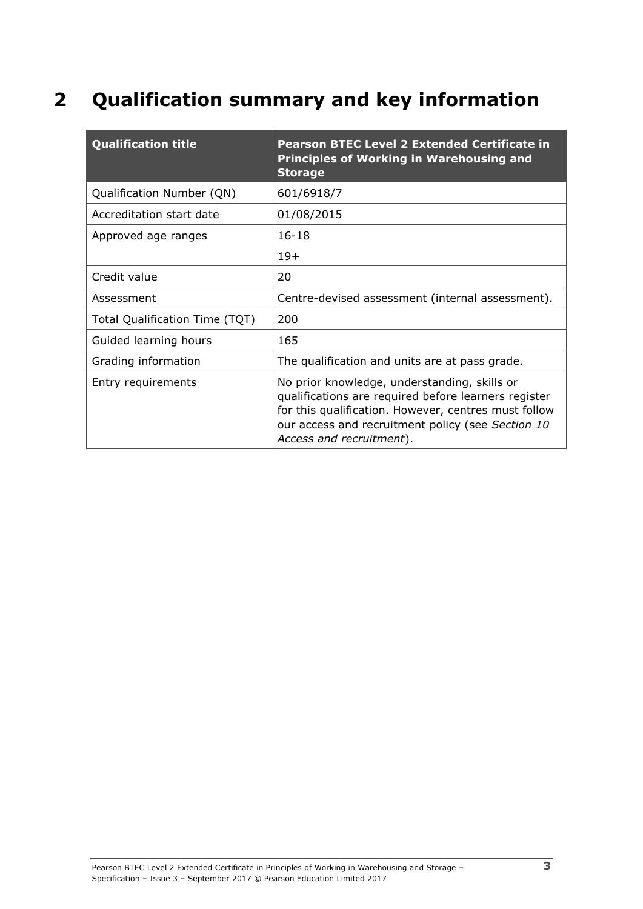# 2 Qualification summary and key information

| Qualification title | Pearson BTEC Level 2 Extended Certificate in Principles of Working in Warehousing and Storage |
|---|---|
| Qualification Number (QN) | 601/6918/7 |
| Accreditation start date | 01/08/2015 |
| Approved age ranges | 16-18<br>19+ |
| Credit value | 20 |
| Assessment | Centre-devised assessment (internal assessment). |
| Total Qualification Time (TQT) | 200 |
| Guided learning hours | 165 |
| Grading information | The qualification and units are at pass grade. |
| Entry requirements | No prior knowledge, understanding, skills or qualifications are required before learners register for this qualification. However, centres must follow our access and recruitment policy (see *Section 10 Access and recruitment*). |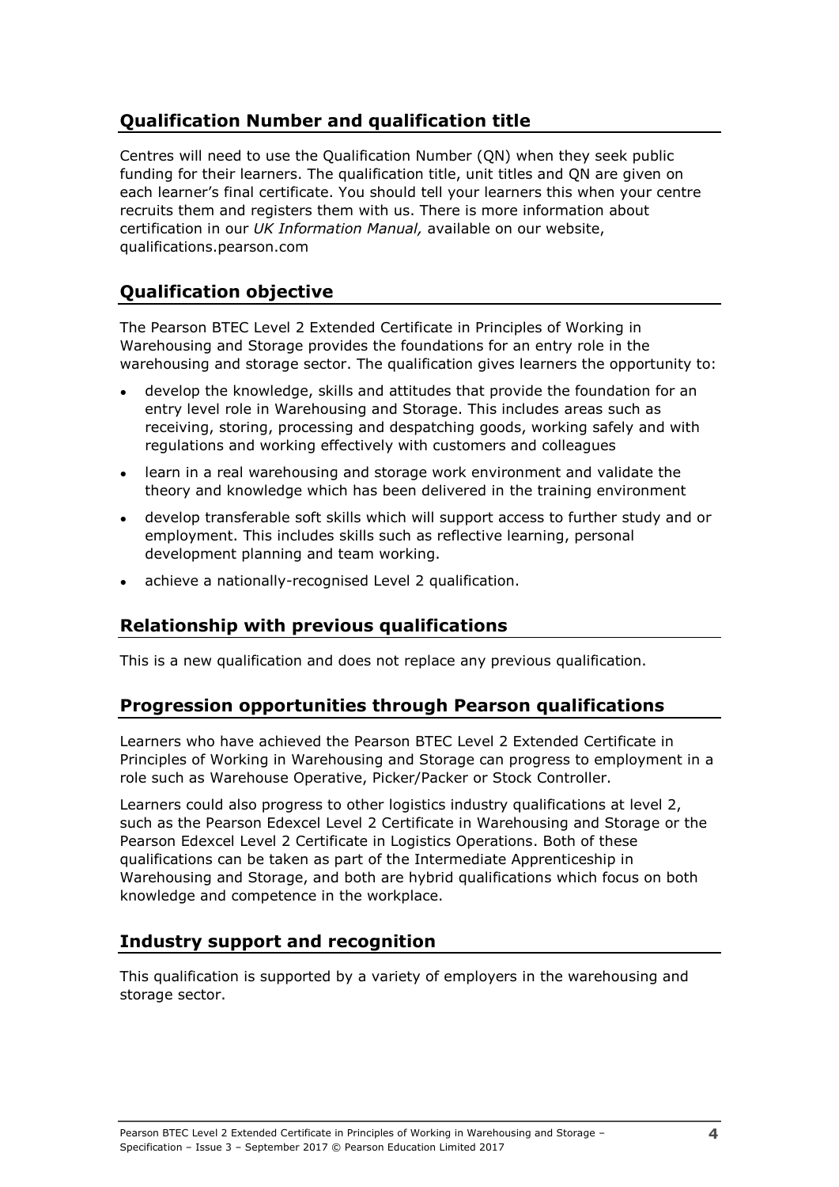## Qualification Number and qualification title

Centres will need to use the Qualification Number (QN) when they seek public funding for their learners. The qualification title, unit titles and QN are given on each learner's final certificate. You should tell your learners this when your centre recruits them and registers them with us. There is more information about certification in our *UK Information Manual,* available on our website, qualifications.pearson.com

## Qualification objective

The Pearson BTEC Level 2 Extended Certificate in Principles of Working in Warehousing and Storage provides the foundations for an entry role in the warehousing and storage sector. The qualification gives learners the opportunity to:

- develop the knowledge, skills and attitudes that provide the foundation for an entry level role in Warehousing and Storage. This includes areas such as receiving, storing, processing and despatching goods, working safely and with regulations and working effectively with customers and colleagues
- learn in a real warehousing and storage work environment and validate the theory and knowledge which has been delivered in the training environment
- develop transferable soft skills which will support access to further study and or employment. This includes skills such as reflective learning, personal development planning and team working.
- achieve a nationally-recognised Level 2 qualification.

## Relationship with previous qualifications

This is a new qualification and does not replace any previous qualification.

## Progression opportunities through Pearson qualifications

Learners who have achieved the Pearson BTEC Level 2 Extended Certificate in Principles of Working in Warehousing and Storage can progress to employment in a role such as Warehouse Operative, Picker/Packer or Stock Controller.

Learners could also progress to other logistics industry qualifications at level 2, such as the Pearson Edexcel Level 2 Certificate in Warehousing and Storage or the Pearson Edexcel Level 2 Certificate in Logistics Operations. Both of these qualifications can be taken as part of the Intermediate Apprenticeship in Warehousing and Storage, and both are hybrid qualifications which focus on both knowledge and competence in the workplace.

## Industry support and recognition

This qualification is supported by a variety of employers in the warehousing and storage sector.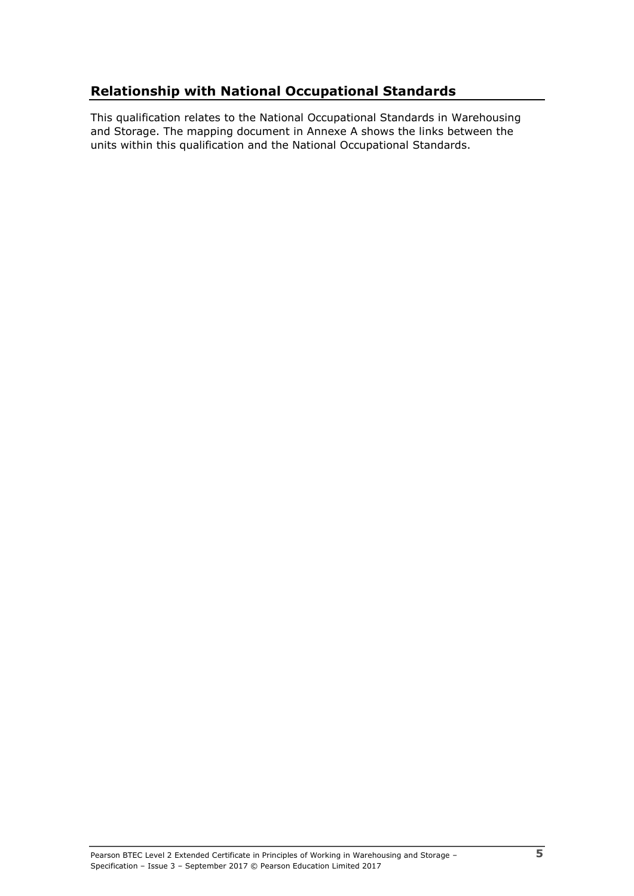## Relationship with National Occupational Standards

This qualification relates to the National Occupational Standards in Warehousing and Storage. The mapping document in Annexe A shows the links between the units within this qualification and the National Occupational Standards.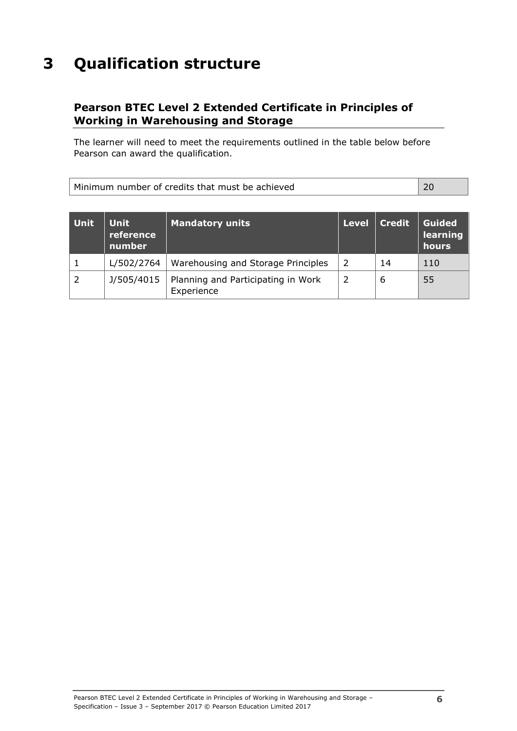# 3 Qualification structure

## Pearson BTEC Level 2 Extended Certificate in Principles of Working in Warehousing and Storage

The learner will need to meet the requirements outlined in the table below before Pearson can award the qualification.

| Minimum number of credits that must be achieved | 20 |
|---|---|

| Unit | Unit reference number | Mandatory units | Level | Credit | Guided learning hours |
|---|---|---|---|---|---|
| 1 | L/502/2764 | Warehousing and Storage Principles | 2 | 14 | 110 |
| 2 | J/505/4015 | Planning and Participating in Work Experience | 2 | 6 | 55 |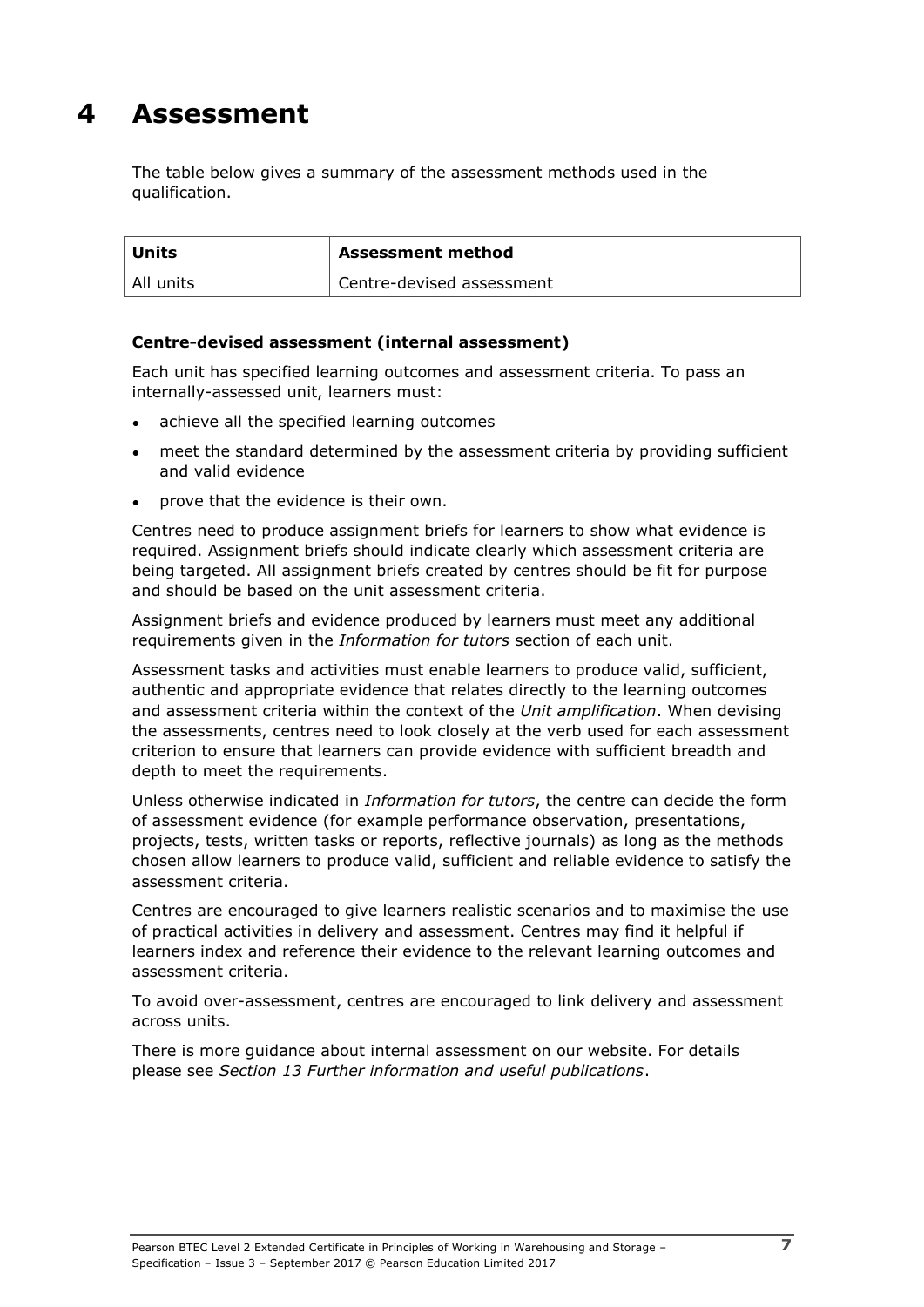# 4 Assessment

The table below gives a summary of the assessment methods used in the qualification.

| Units | Assessment method |
|---|---|
| All units | Centre-devised assessment |

**Centre-devised assessment (internal assessment)**

Each unit has specified learning outcomes and assessment criteria. To pass an internally-assessed unit, learners must:

- achieve all the specified learning outcomes
- meet the standard determined by the assessment criteria by providing sufficient and valid evidence
- prove that the evidence is their own.

Centres need to produce assignment briefs for learners to show what evidence is required. Assignment briefs should indicate clearly which assessment criteria are being targeted. All assignment briefs created by centres should be fit for purpose and should be based on the unit assessment criteria.

Assignment briefs and evidence produced by learners must meet any additional requirements given in the *Information for tutors* section of each unit.

Assessment tasks and activities must enable learners to produce valid, sufficient, authentic and appropriate evidence that relates directly to the learning outcomes and assessment criteria within the context of the *Unit amplification*. When devising the assessments, centres need to look closely at the verb used for each assessment criterion to ensure that learners can provide evidence with sufficient breadth and depth to meet the requirements.

Unless otherwise indicated in *Information for tutors*, the centre can decide the form of assessment evidence (for example performance observation, presentations, projects, tests, written tasks or reports, reflective journals) as long as the methods chosen allow learners to produce valid, sufficient and reliable evidence to satisfy the assessment criteria.

Centres are encouraged to give learners realistic scenarios and to maximise the use of practical activities in delivery and assessment. Centres may find it helpful if learners index and reference their evidence to the relevant learning outcomes and assessment criteria.

To avoid over-assessment, centres are encouraged to link delivery and assessment across units.

There is more guidance about internal assessment on our website. For details please see *Section 13 Further information and useful publications*.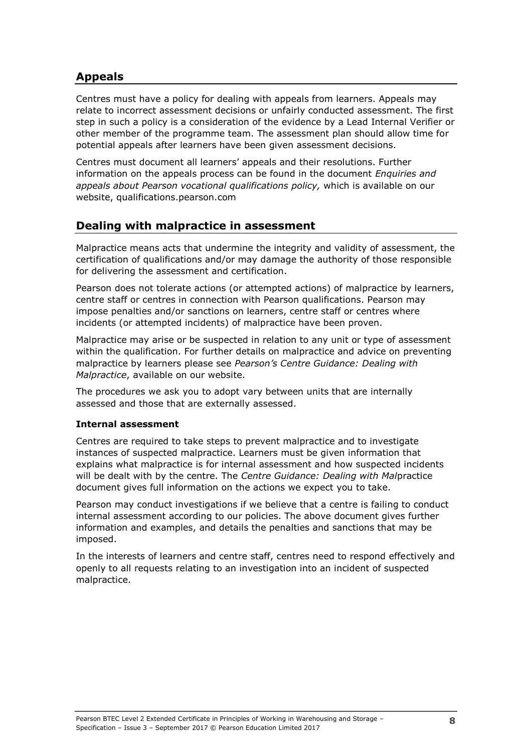## Appeals

Centres must have a policy for dealing with appeals from learners. Appeals may relate to incorrect assessment decisions or unfairly conducted assessment. The first step in such a policy is a consideration of the evidence by a Lead Internal Verifier or other member of the programme team. The assessment plan should allow time for potential appeals after learners have been given assessment decisions.

Centres must document all learners' appeals and their resolutions. Further information on the appeals process can be found in the document *Enquiries and appeals about Pearson vocational qualifications policy,* which is available on our website, qualifications.pearson.com

## Dealing with malpractice in assessment

Malpractice means acts that undermine the integrity and validity of assessment, the certification of qualifications and/or may damage the authority of those responsible for delivering the assessment and certification.

Pearson does not tolerate actions (or attempted actions) of malpractice by learners, centre staff or centres in connection with Pearson qualifications. Pearson may impose penalties and/or sanctions on learners, centre staff or centres where incidents (or attempted incidents) of malpractice have been proven.

Malpractice may arise or be suspected in relation to any unit or type of assessment within the qualification. For further details on malpractice and advice on preventing malpractice by learners please see *Pearson's Centre Guidance: Dealing with Malpractice*, available on our website.

The procedures we ask you to adopt vary between units that are internally assessed and those that are externally assessed.

**Internal assessment**

Centres are required to take steps to prevent malpractice and to investigate instances of suspected malpractice. Learners must be given information that explains what malpractice is for internal assessment and how suspected incidents will be dealt with by the centre. The *Centre Guidance: Dealing with Mal*practice document gives full information on the actions we expect you to take.

Pearson may conduct investigations if we believe that a centre is failing to conduct internal assessment according to our policies. The above document gives further information and examples, and details the penalties and sanctions that may be imposed.

In the interests of learners and centre staff, centres need to respond effectively and openly to all requests relating to an investigation into an incident of suspected malpractice.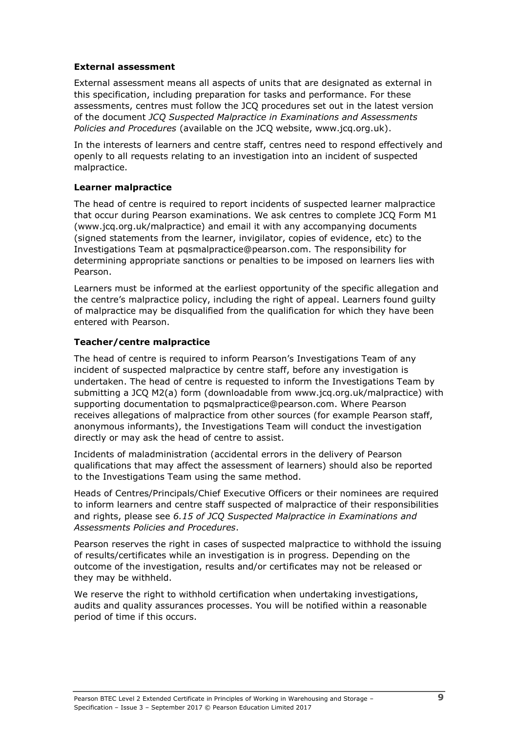### External assessment

External assessment means all aspects of units that are designated as external in this specification, including preparation for tasks and performance. For these assessments, centres must follow the JCQ procedures set out in the latest version of the document *JCQ Suspected Malpractice in Examinations and Assessments Policies and Procedures* (available on the JCQ website, www.jcq.org.uk).

In the interests of learners and centre staff, centres need to respond effectively and openly to all requests relating to an investigation into an incident of suspected malpractice.

### Learner malpractice

The head of centre is required to report incidents of suspected learner malpractice that occur during Pearson examinations. We ask centres to complete JCQ Form M1 (www.jcq.org.uk/malpractice) and email it with any accompanying documents (signed statements from the learner, invigilator, copies of evidence, etc) to the Investigations Team at pqsmalpractice@pearson.com. The responsibility for determining appropriate sanctions or penalties to be imposed on learners lies with Pearson.

Learners must be informed at the earliest opportunity of the specific allegation and the centre's malpractice policy, including the right of appeal. Learners found guilty of malpractice may be disqualified from the qualification for which they have been entered with Pearson.

### Teacher/centre malpractice

The head of centre is required to inform Pearson's Investigations Team of any incident of suspected malpractice by centre staff, before any investigation is undertaken. The head of centre is requested to inform the Investigations Team by submitting a JCQ M2(a) form (downloadable from www.jcq.org.uk/malpractice) with supporting documentation to pqsmalpractice@pearson.com. Where Pearson receives allegations of malpractice from other sources (for example Pearson staff, anonymous informants), the Investigations Team will conduct the investigation directly or may ask the head of centre to assist.

Incidents of maladministration (accidental errors in the delivery of Pearson qualifications that may affect the assessment of learners) should also be reported to the Investigations Team using the same method.

Heads of Centres/Principals/Chief Executive Officers or their nominees are required to inform learners and centre staff suspected of malpractice of their responsibilities and rights, please see *6.15 of JCQ Suspected Malpractice in Examinations and Assessments Policies and Procedures*.

Pearson reserves the right in cases of suspected malpractice to withhold the issuing of results/certificates while an investigation is in progress. Depending on the outcome of the investigation, results and/or certificates may not be released or they may be withheld.

We reserve the right to withhold certification when undertaking investigations, audits and quality assurances processes. You will be notified within a reasonable period of time if this occurs.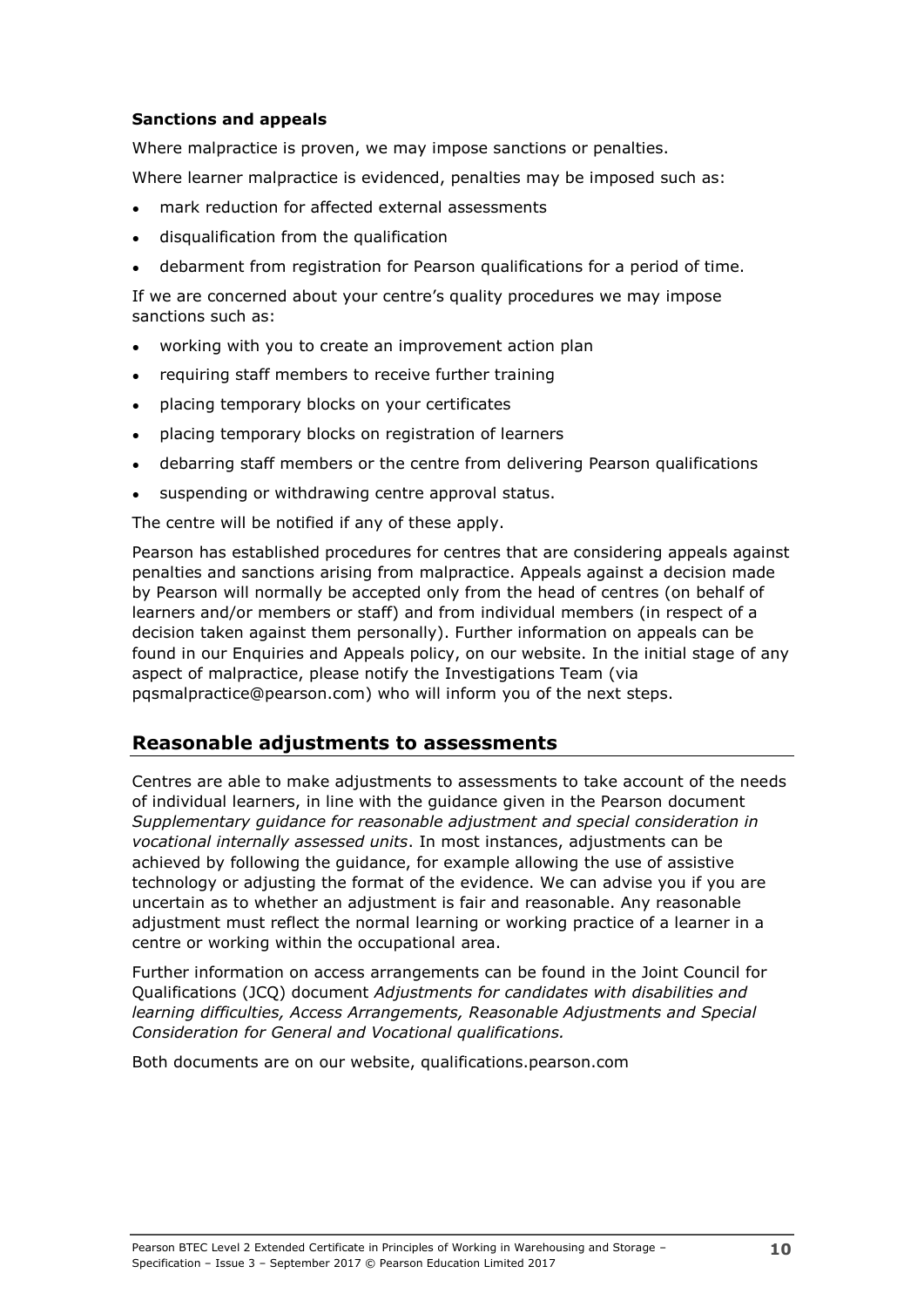**Sanctions and appeals**

Where malpractice is proven, we may impose sanctions or penalties.

Where learner malpractice is evidenced, penalties may be imposed such as:

- mark reduction for affected external assessments
- disqualification from the qualification
- debarment from registration for Pearson qualifications for a period of time.

If we are concerned about your centre's quality procedures we may impose sanctions such as:

- working with you to create an improvement action plan
- requiring staff members to receive further training
- placing temporary blocks on your certificates
- placing temporary blocks on registration of learners
- debarring staff members or the centre from delivering Pearson qualifications
- suspending or withdrawing centre approval status.

The centre will be notified if any of these apply.

Pearson has established procedures for centres that are considering appeals against penalties and sanctions arising from malpractice. Appeals against a decision made by Pearson will normally be accepted only from the head of centres (on behalf of learners and/or members or staff) and from individual members (in respect of a decision taken against them personally). Further information on appeals can be found in our Enquiries and Appeals policy, on our website. In the initial stage of any aspect of malpractice, please notify the Investigations Team (via pqsmalpractice@pearson.com) who will inform you of the next steps.

## Reasonable adjustments to assessments

Centres are able to make adjustments to assessments to take account of the needs of individual learners, in line with the guidance given in the Pearson document *Supplementary guidance for reasonable adjustment and special consideration in vocational internally assessed units*. In most instances, adjustments can be achieved by following the guidance, for example allowing the use of assistive technology or adjusting the format of the evidence. We can advise you if you are uncertain as to whether an adjustment is fair and reasonable. Any reasonable adjustment must reflect the normal learning or working practice of a learner in a centre or working within the occupational area.

Further information on access arrangements can be found in the Joint Council for Qualifications (JCQ) document *Adjustments for candidates with disabilities and learning difficulties, Access Arrangements, Reasonable Adjustments and Special Consideration for General and Vocational qualifications.*

Both documents are on our website, qualifications.pearson.com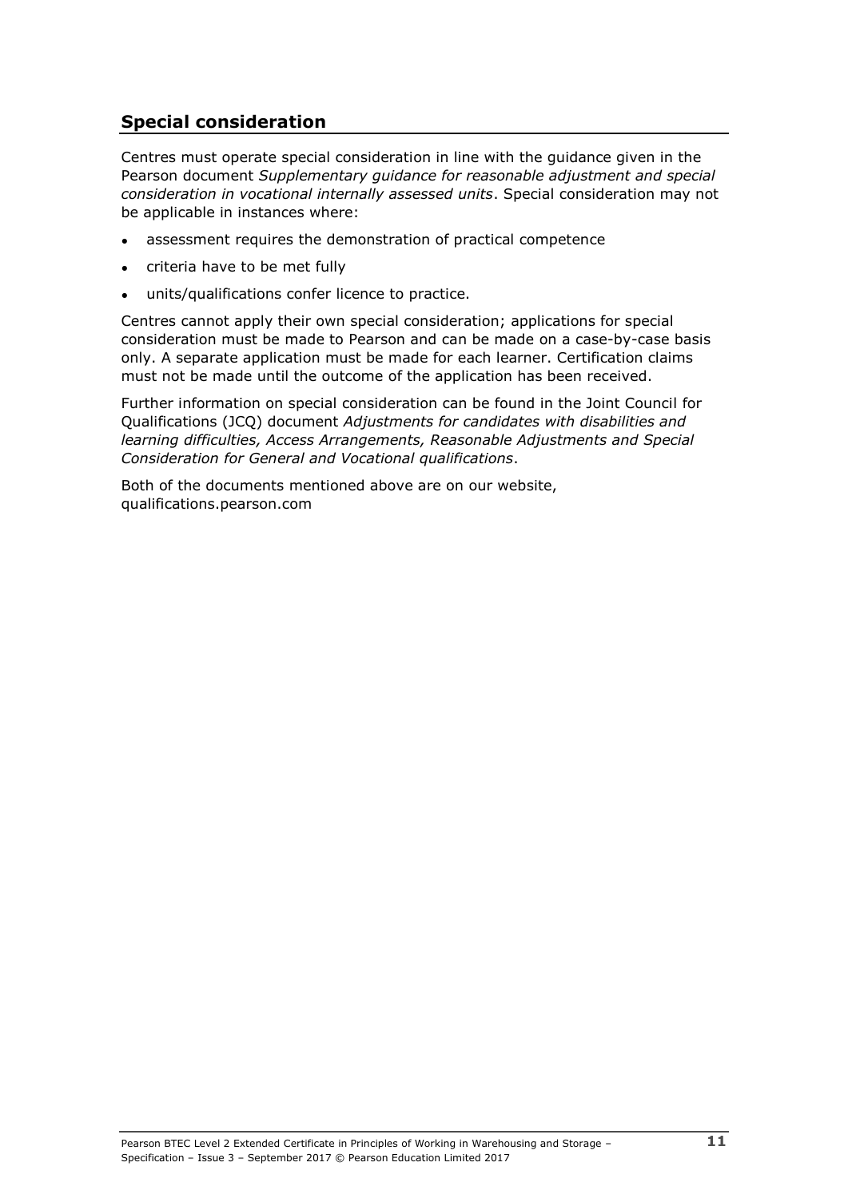## Special consideration

Centres must operate special consideration in line with the guidance given in the Pearson document *Supplementary guidance for reasonable adjustment and special consideration in vocational internally assessed units*. Special consideration may not be applicable in instances where:

- assessment requires the demonstration of practical competence
- criteria have to be met fully
- units/qualifications confer licence to practice.

Centres cannot apply their own special consideration; applications for special consideration must be made to Pearson and can be made on a case-by-case basis only. A separate application must be made for each learner. Certification claims must not be made until the outcome of the application has been received.

Further information on special consideration can be found in the Joint Council for Qualifications (JCQ) document *Adjustments for candidates with disabilities and learning difficulties, Access Arrangements, Reasonable Adjustments and Special Consideration for General and Vocational qualifications*.

Both of the documents mentioned above are on our website, qualifications.pearson.com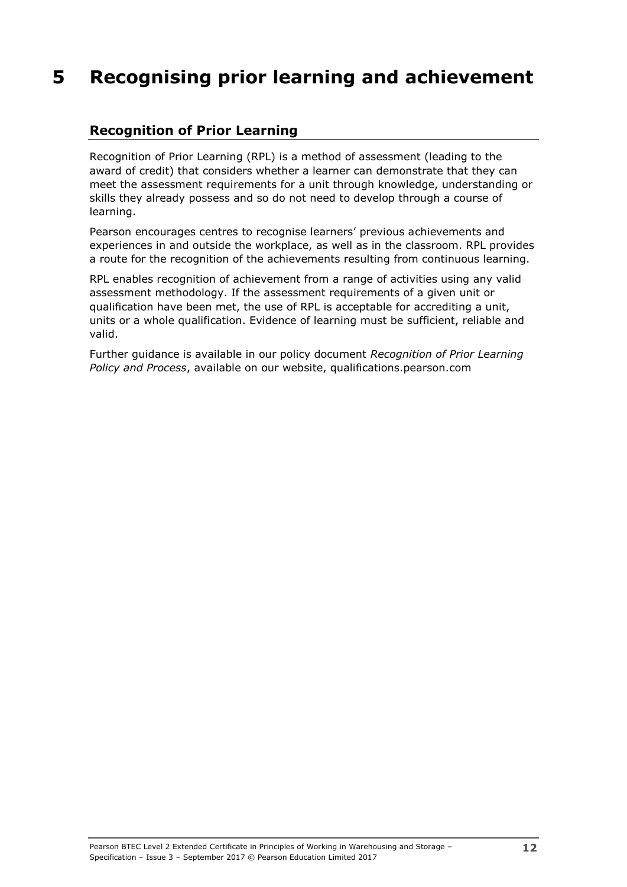# 5 Recognising prior learning and achievement

## Recognition of Prior Learning

Recognition of Prior Learning (RPL) is a method of assessment (leading to the award of credit) that considers whether a learner can demonstrate that they can meet the assessment requirements for a unit through knowledge, understanding or skills they already possess and so do not need to develop through a course of learning.

Pearson encourages centres to recognise learners' previous achievements and experiences in and outside the workplace, as well as in the classroom. RPL provides a route for the recognition of the achievements resulting from continuous learning.

RPL enables recognition of achievement from a range of activities using any valid assessment methodology. If the assessment requirements of a given unit or qualification have been met, the use of RPL is acceptable for accrediting a unit, units or a whole qualification. Evidence of learning must be sufficient, reliable and valid.

Further guidance is available in our policy document *Recognition of Prior Learning Policy and Process*, available on our website, qualifications.pearson.com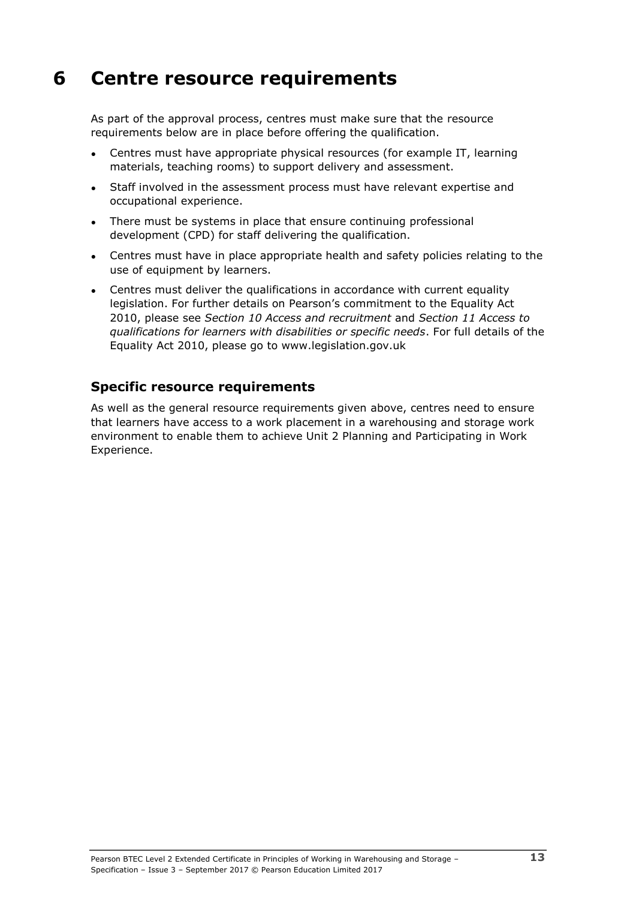# 6 Centre resource requirements

As part of the approval process, centres must make sure that the resource requirements below are in place before offering the qualification.

- Centres must have appropriate physical resources (for example IT, learning materials, teaching rooms) to support delivery and assessment.
- Staff involved in the assessment process must have relevant expertise and occupational experience.
- There must be systems in place that ensure continuing professional development (CPD) for staff delivering the qualification.
- Centres must have in place appropriate health and safety policies relating to the use of equipment by learners.
- Centres must deliver the qualifications in accordance with current equality legislation. For further details on Pearson's commitment to the Equality Act 2010, please see *Section 10 Access and recruitment* and *Section 11 Access to qualifications for learners with disabilities or specific needs*. For full details of the Equality Act 2010, please go to www.legislation.gov.uk

## Specific resource requirements

As well as the general resource requirements given above, centres need to ensure that learners have access to a work placement in a warehousing and storage work environment to enable them to achieve Unit 2 Planning and Participating in Work Experience.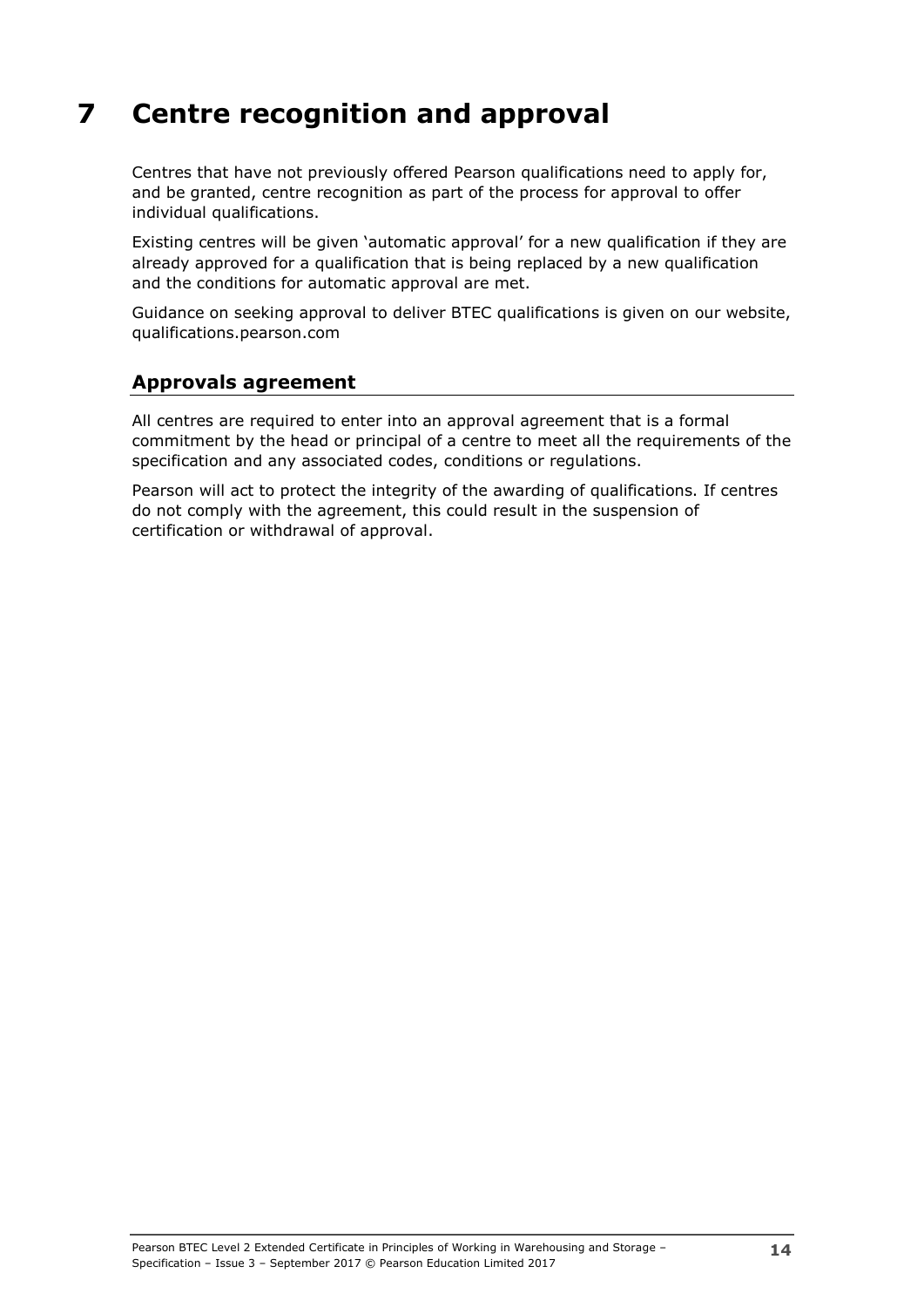# 7 Centre recognition and approval

Centres that have not previously offered Pearson qualifications need to apply for, and be granted, centre recognition as part of the process for approval to offer individual qualifications.

Existing centres will be given 'automatic approval' for a new qualification if they are already approved for a qualification that is being replaced by a new qualification and the conditions for automatic approval are met.

Guidance on seeking approval to deliver BTEC qualifications is given on our website, qualifications.pearson.com

## Approvals agreement

All centres are required to enter into an approval agreement that is a formal commitment by the head or principal of a centre to meet all the requirements of the specification and any associated codes, conditions or regulations.

Pearson will act to protect the integrity of the awarding of qualifications. If centres do not comply with the agreement, this could result in the suspension of certification or withdrawal of approval.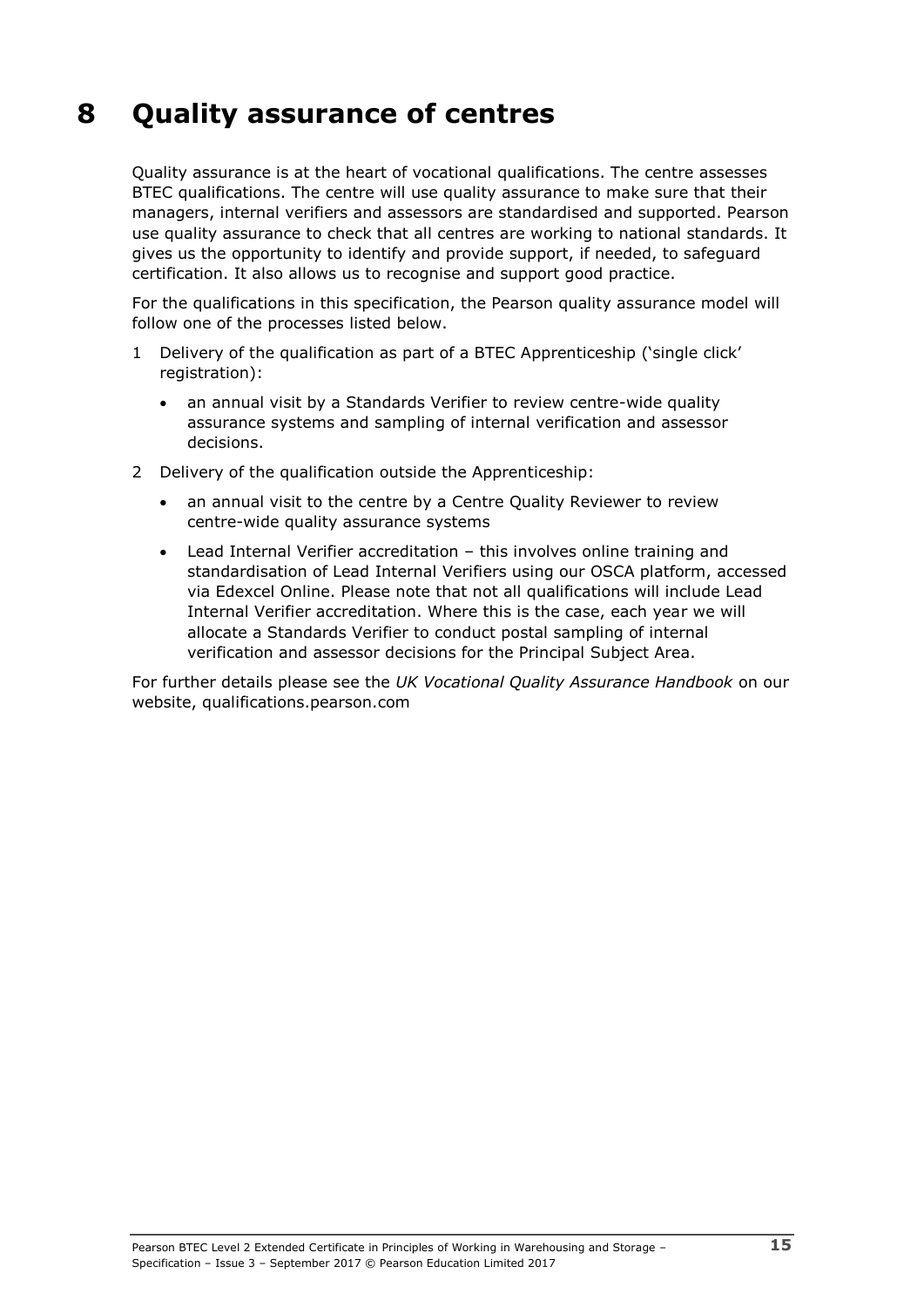# 8 Quality assurance of centres

Quality assurance is at the heart of vocational qualifications. The centre assesses BTEC qualifications. The centre will use quality assurance to make sure that their managers, internal verifiers and assessors are standardised and supported. Pearson use quality assurance to check that all centres are working to national standards. It gives us the opportunity to identify and provide support, if needed, to safeguard certification. It also allows us to recognise and support good practice.

For the qualifications in this specification, the Pearson quality assurance model will follow one of the processes listed below.

1. Delivery of the qualification as part of a BTEC Apprenticeship ('single click' registration):
   - an annual visit by a Standards Verifier to review centre-wide quality assurance systems and sampling of internal verification and assessor decisions.
2. Delivery of the qualification outside the Apprenticeship:
   - an annual visit to the centre by a Centre Quality Reviewer to review centre-wide quality assurance systems
   - Lead Internal Verifier accreditation – this involves online training and standardisation of Lead Internal Verifiers using our OSCA platform, accessed via Edexcel Online. Please note that not all qualifications will include Lead Internal Verifier accreditation. Where this is the case, each year we will allocate a Standards Verifier to conduct postal sampling of internal verification and assessor decisions for the Principal Subject Area.

For further details please see the *UK Vocational Quality Assurance Handbook* on our website, qualifications.pearson.com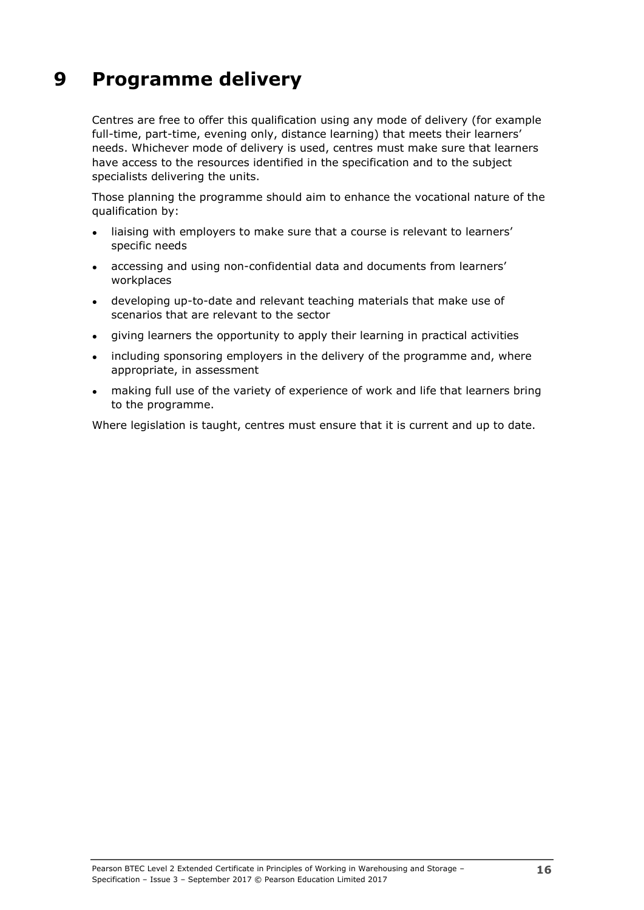# 9 Programme delivery

Centres are free to offer this qualification using any mode of delivery (for example full-time, part-time, evening only, distance learning) that meets their learners' needs. Whichever mode of delivery is used, centres must make sure that learners have access to the resources identified in the specification and to the subject specialists delivering the units.

Those planning the programme should aim to enhance the vocational nature of the qualification by:

- liaising with employers to make sure that a course is relevant to learners' specific needs
- accessing and using non-confidential data and documents from learners' workplaces
- developing up-to-date and relevant teaching materials that make use of scenarios that are relevant to the sector
- giving learners the opportunity to apply their learning in practical activities
- including sponsoring employers in the delivery of the programme and, where appropriate, in assessment
- making full use of the variety of experience of work and life that learners bring to the programme.

Where legislation is taught, centres must ensure that it is current and up to date.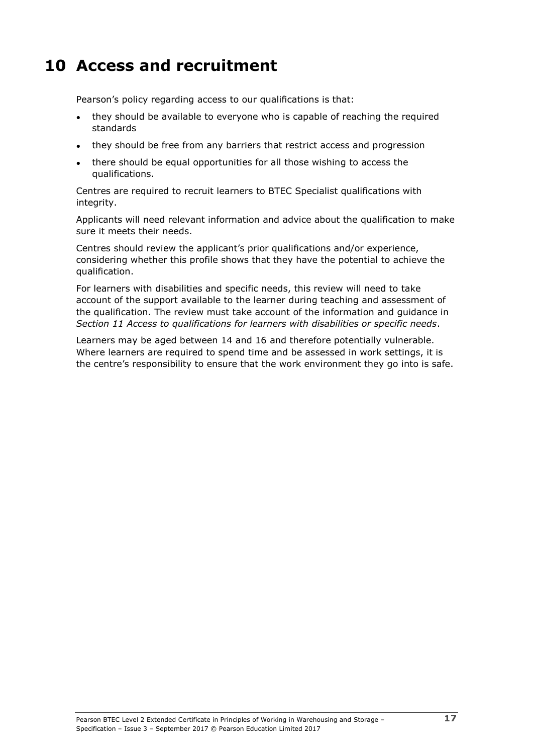# 10 Access and recruitment

Pearson's policy regarding access to our qualifications is that:

- they should be available to everyone who is capable of reaching the required standards
- they should be free from any barriers that restrict access and progression
- there should be equal opportunities for all those wishing to access the qualifications.

Centres are required to recruit learners to BTEC Specialist qualifications with integrity.

Applicants will need relevant information and advice about the qualification to make sure it meets their needs.

Centres should review the applicant's prior qualifications and/or experience, considering whether this profile shows that they have the potential to achieve the qualification.

For learners with disabilities and specific needs, this review will need to take account of the support available to the learner during teaching and assessment of the qualification. The review must take account of the information and guidance in *Section 11 Access to qualifications for learners with disabilities or specific needs*.

Learners may be aged between 14 and 16 and therefore potentially vulnerable. Where learners are required to spend time and be assessed in work settings, it is the centre's responsibility to ensure that the work environment they go into is safe.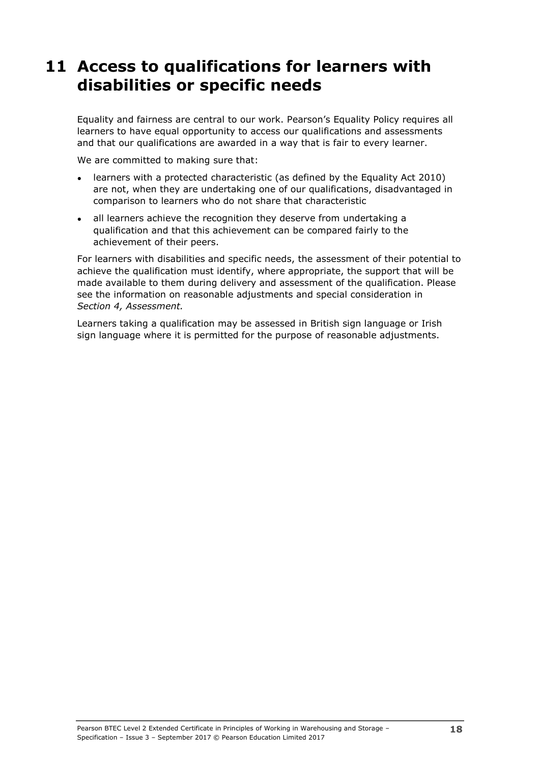# 11 Access to qualifications for learners with disabilities or specific needs

Equality and fairness are central to our work. Pearson's Equality Policy requires all learners to have equal opportunity to access our qualifications and assessments and that our qualifications are awarded in a way that is fair to every learner.

We are committed to making sure that:

- learners with a protected characteristic (as defined by the Equality Act 2010) are not, when they are undertaking one of our qualifications, disadvantaged in comparison to learners who do not share that characteristic
- all learners achieve the recognition they deserve from undertaking a qualification and that this achievement can be compared fairly to the achievement of their peers.

For learners with disabilities and specific needs, the assessment of their potential to achieve the qualification must identify, where appropriate, the support that will be made available to them during delivery and assessment of the qualification. Please see the information on reasonable adjustments and special consideration in *Section 4, Assessment.*

Learners taking a qualification may be assessed in British sign language or Irish sign language where it is permitted for the purpose of reasonable adjustments.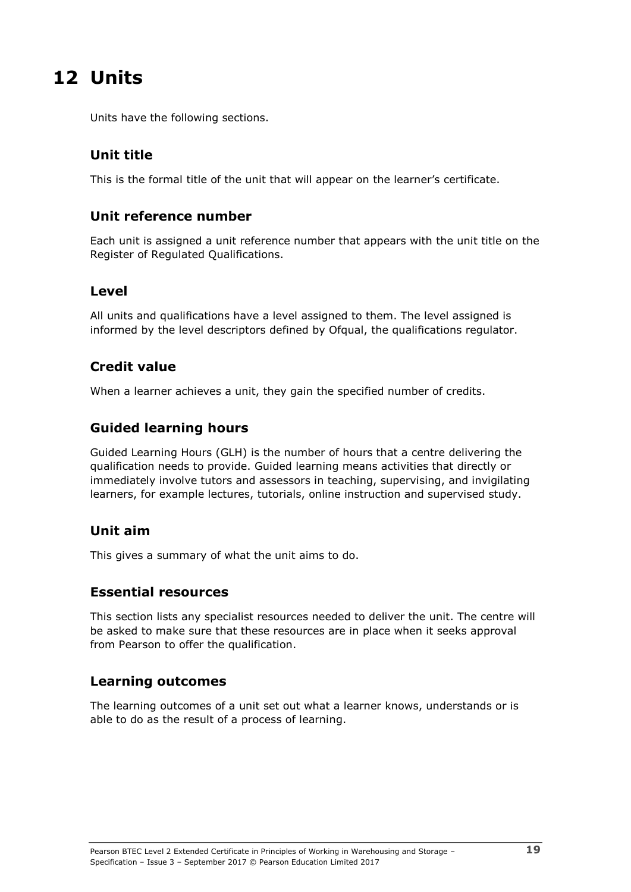# 12 Units

Units have the following sections.

## Unit title

This is the formal title of the unit that will appear on the learner's certificate.

## Unit reference number

Each unit is assigned a unit reference number that appears with the unit title on the Register of Regulated Qualifications.

## Level

All units and qualifications have a level assigned to them. The level assigned is informed by the level descriptors defined by Ofqual, the qualifications regulator.

## Credit value

When a learner achieves a unit, they gain the specified number of credits.

## Guided learning hours

Guided Learning Hours (GLH) is the number of hours that a centre delivering the qualification needs to provide. Guided learning means activities that directly or immediately involve tutors and assessors in teaching, supervising, and invigilating learners, for example lectures, tutorials, online instruction and supervised study.

## Unit aim

This gives a summary of what the unit aims to do.

## Essential resources

This section lists any specialist resources needed to deliver the unit. The centre will be asked to make sure that these resources are in place when it seeks approval from Pearson to offer the qualification.

## Learning outcomes

The learning outcomes of a unit set out what a learner knows, understands or is able to do as the result of a process of learning.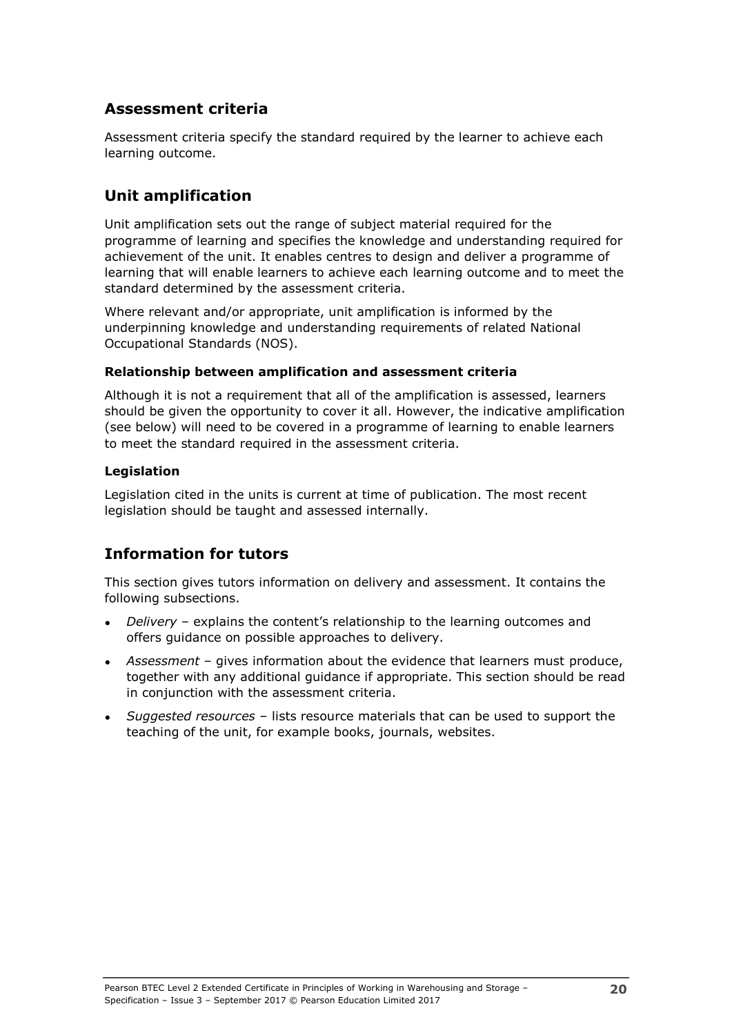## Assessment criteria

Assessment criteria specify the standard required by the learner to achieve each learning outcome.

## Unit amplification

Unit amplification sets out the range of subject material required for the programme of learning and specifies the knowledge and understanding required for achievement of the unit. It enables centres to design and deliver a programme of learning that will enable learners to achieve each learning outcome and to meet the standard determined by the assessment criteria.

Where relevant and/or appropriate, unit amplification is informed by the underpinning knowledge and understanding requirements of related National Occupational Standards (NOS).

#### Relationship between amplification and assessment criteria

Although it is not a requirement that all of the amplification is assessed, learners should be given the opportunity to cover it all. However, the indicative amplification (see below) will need to be covered in a programme of learning to enable learners to meet the standard required in the assessment criteria.

#### Legislation

Legislation cited in the units is current at time of publication. The most recent legislation should be taught and assessed internally.

## Information for tutors

This section gives tutors information on delivery and assessment. It contains the following subsections.

- *Delivery* – explains the content's relationship to the learning outcomes and offers guidance on possible approaches to delivery.
- *Assessment* – gives information about the evidence that learners must produce, together with any additional guidance if appropriate. This section should be read in conjunction with the assessment criteria.
- *Suggested resources* – lists resource materials that can be used to support the teaching of the unit, for example books, journals, websites.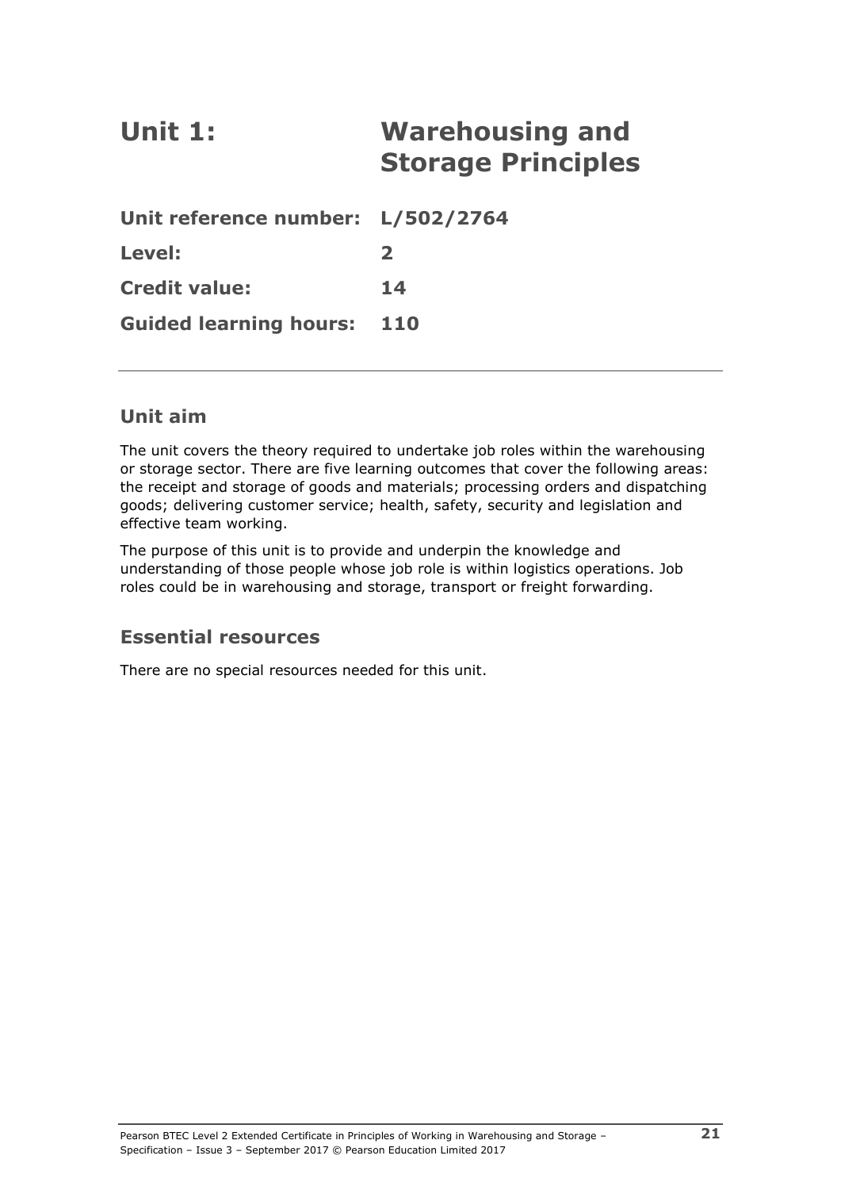# Unit 1: Warehousing and Storage Principles

**Unit reference number: L/502/2764**

**Level: 2**

**Credit value: 14**

**Guided learning hours: 110**

---

## Unit aim

The unit covers the theory required to undertake job roles within the warehousing or storage sector. There are five learning outcomes that cover the following areas: the receipt and storage of goods and materials; processing orders and dispatching goods; delivering customer service; health, safety, security and legislation and effective team working.

The purpose of this unit is to provide and underpin the knowledge and understanding of those people whose job role is within logistics operations. Job roles could be in warehousing and storage, transport or freight forwarding.

## Essential resources

There are no special resources needed for this unit.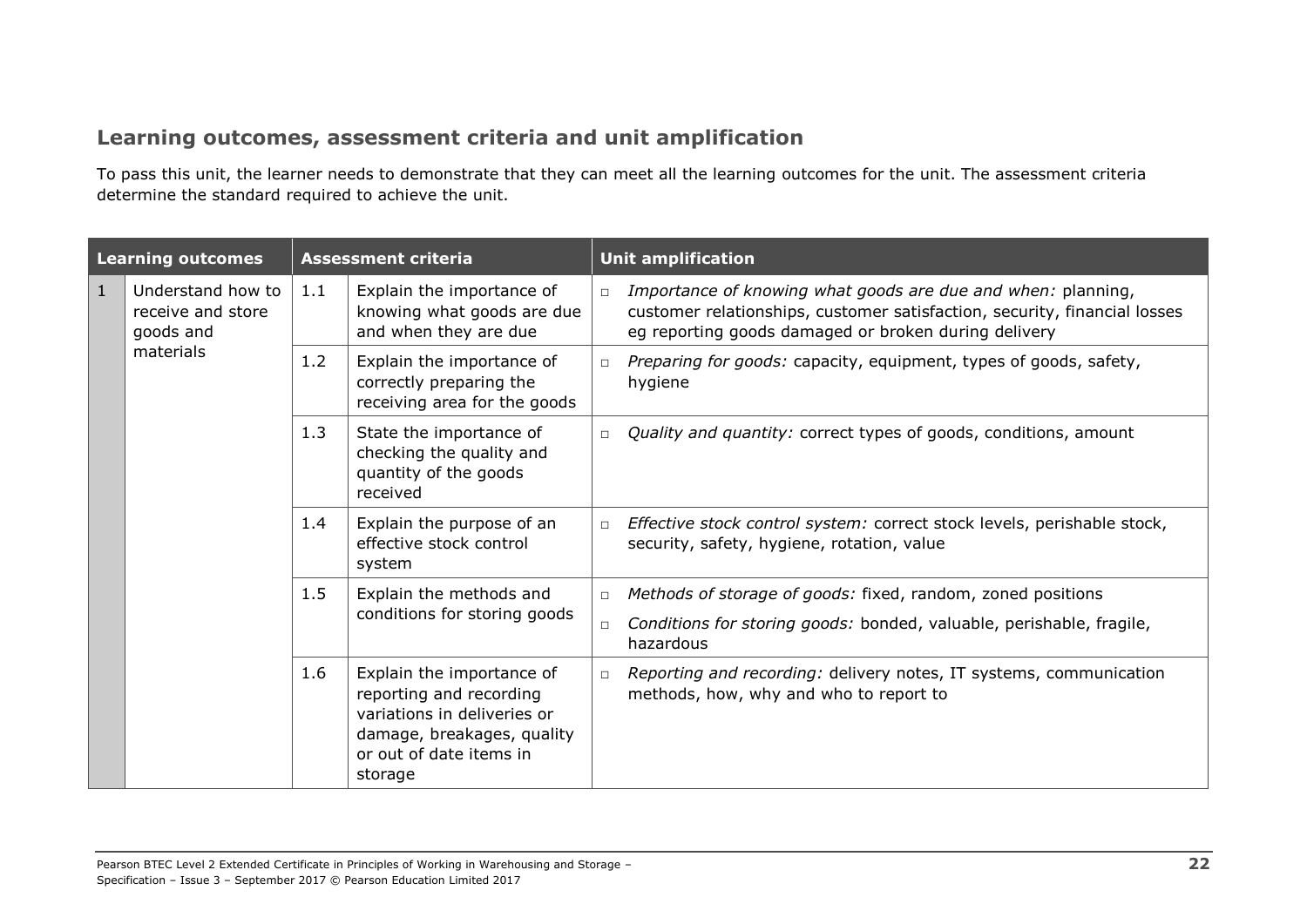## Learning outcomes, assessment criteria and unit amplification

To pass this unit, the learner needs to demonstrate that they can meet all the learning outcomes for the unit. The assessment criteria determine the standard required to achieve the unit.

| Learning outcomes | | Assessment criteria | | Unit amplification |
|---|---|---|---|---|
| 1 | Understand how to receive and store goods and materials | 1.1 | Explain the importance of knowing what goods are due and when they are due | □ *Importance of knowing what goods are due and when:* planning, customer relationships, customer satisfaction, security, financial losses eg reporting goods damaged or broken during delivery |
| | | 1.2 | Explain the importance of correctly preparing the receiving area for the goods | □ *Preparing for goods:* capacity, equipment, types of goods, safety, hygiene |
| | | 1.3 | State the importance of checking the quality and quantity of the goods received | □ *Quality and quantity:* correct types of goods, conditions, amount |
| | | 1.4 | Explain the purpose of an effective stock control system | □ *Effective stock control system:* correct stock levels, perishable stock, security, safety, hygiene, rotation, value |
| | | 1.5 | Explain the methods and conditions for storing goods | □ *Methods of storage of goods:* fixed, random, zoned positions<br>□ *Conditions for storing goods:* bonded, valuable, perishable, fragile, hazardous |
| | | 1.6 | Explain the importance of reporting and recording variations in deliveries or damage, breakages, quality or out of date items in storage | □ *Reporting and recording:* delivery notes, IT systems, communication methods, how, why and who to report to |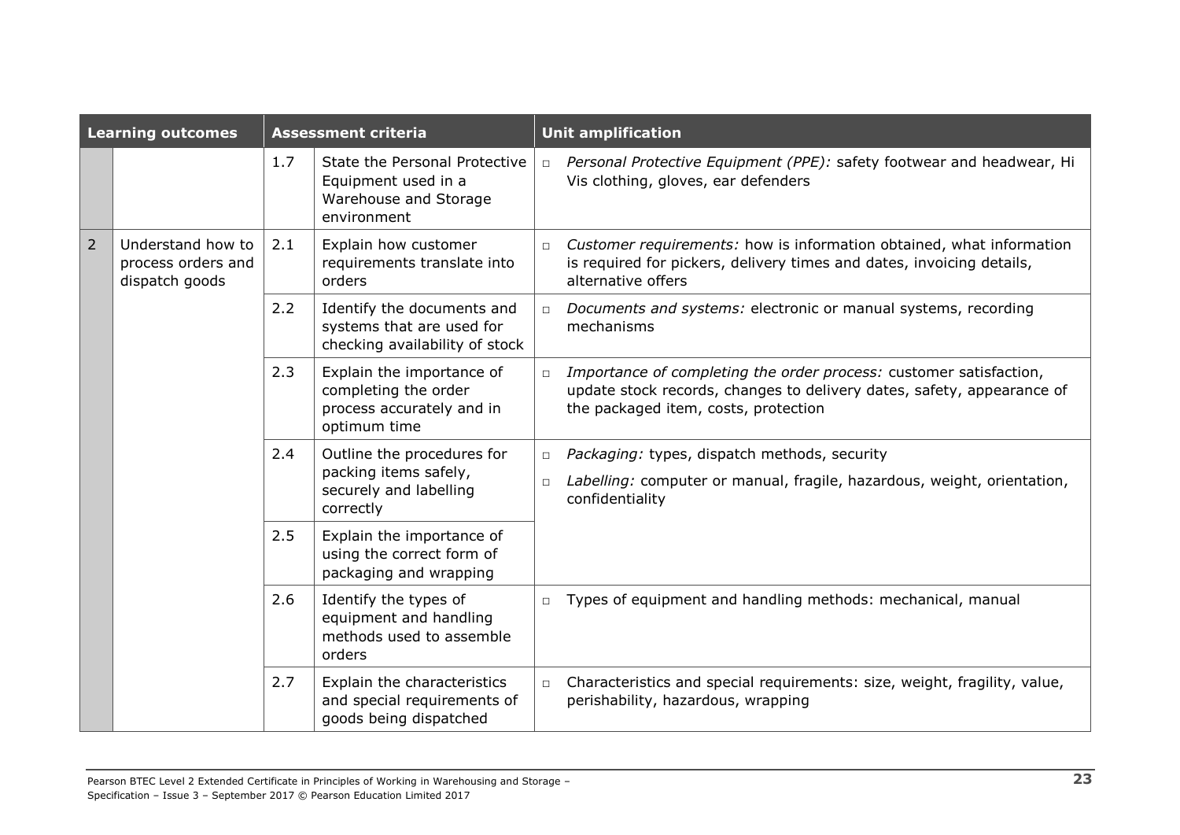| Learning outcomes | | Assessment criteria | | Unit amplification |
|---|---|---|---|---|
| | | 1.7 | State the Personal Protective Equipment used in a Warehouse and Storage environment | □ *Personal Protective Equipment (PPE):* safety footwear and headwear, Hi Vis clothing, gloves, ear defenders |
| 2 | Understand how to process orders and dispatch goods | 2.1 | Explain how customer requirements translate into orders | □ *Customer requirements:* how is information obtained, what information is required for pickers, delivery times and dates, invoicing details, alternative offers |
| | | 2.2 | Identify the documents and systems that are used for checking availability of stock | □ *Documents and systems:* electronic or manual systems, recording mechanisms |
| | | 2.3 | Explain the importance of completing the order process accurately and in optimum time | □ *Importance of completing the order process:* customer satisfaction, update stock records, changes to delivery dates, safety, appearance of the packaged item, costs, protection |
| | | 2.4 | Outline the procedures for packing items safely, securely and labelling correctly | □ *Packaging:* types, dispatch methods, security<br>□ *Labelling:* computer or manual, fragile, hazardous, weight, orientation, confidentiality |
| | | 2.5 | Explain the importance of using the correct form of packaging and wrapping | |
| | | 2.6 | Identify the types of equipment and handling methods used to assemble orders | □ Types of equipment and handling methods: mechanical, manual |
| | | 2.7 | Explain the characteristics and special requirements of goods being dispatched | □ Characteristics and special requirements: size, weight, fragility, value, perishability, hazardous, wrapping |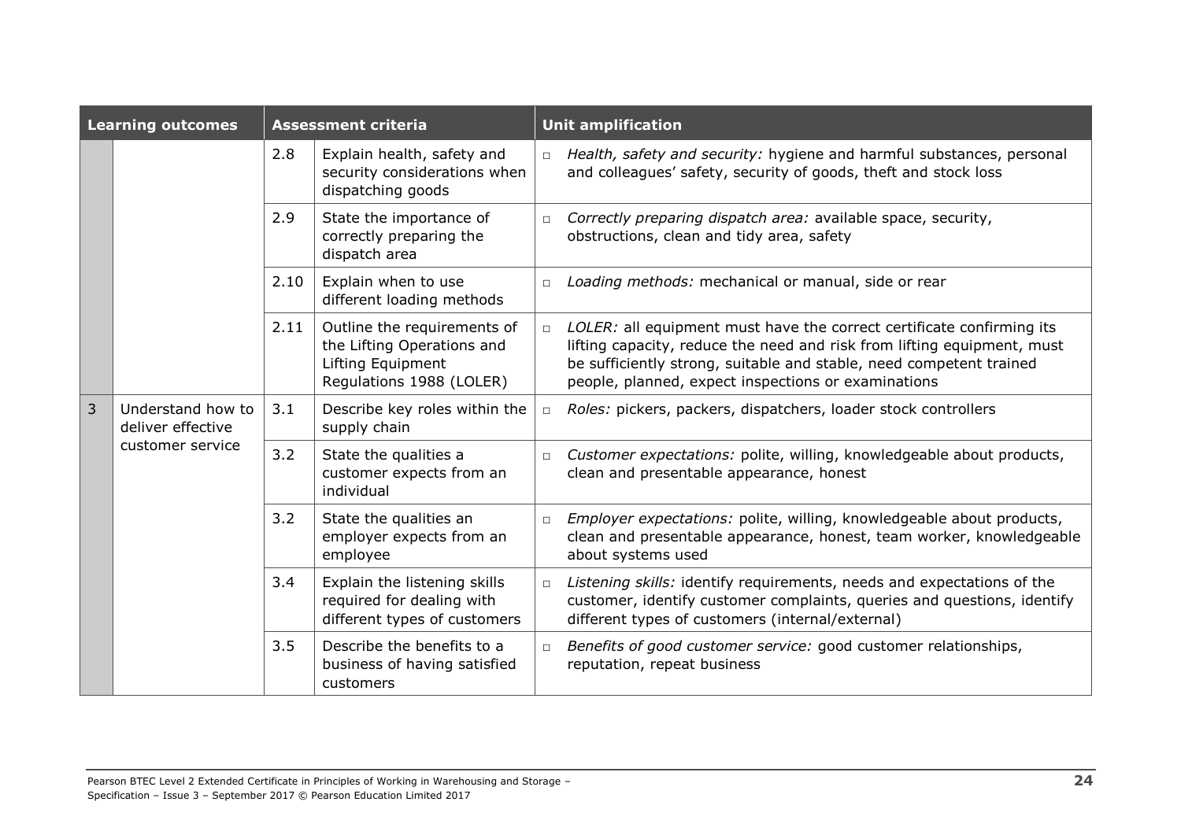| Learning outcomes | | Assessment criteria | | Unit amplification |
|---|---|---|---|---|
| | | 2.8 | Explain health, safety and security considerations when dispatching goods | □ *Health, safety and security:* hygiene and harmful substances, personal and colleagues' safety, security of goods, theft and stock loss |
| | | 2.9 | State the importance of correctly preparing the dispatch area | □ *Correctly preparing dispatch area:* available space, security, obstructions, clean and tidy area, safety |
| | | 2.10 | Explain when to use different loading methods | □ *Loading methods:* mechanical or manual, side or rear |
| | | 2.11 | Outline the requirements of the Lifting Operations and Lifting Equipment Regulations 1988 (LOLER) | □ *LOLER:* all equipment must have the correct certificate confirming its lifting capacity, reduce the need and risk from lifting equipment, must be sufficiently strong, suitable and stable, need competent trained people, planned, expect inspections or examinations |
| 3 | Understand how to deliver effective customer service | 3.1 | Describe key roles within the supply chain | □ *Roles:* pickers, packers, dispatchers, loader stock controllers |
| | | 3.2 | State the qualities a customer expects from an individual | □ *Customer expectations:* polite, willing, knowledgeable about products, clean and presentable appearance, honest |
| | | 3.2 | State the qualities an employer expects from an employee | □ *Employer expectations:* polite, willing, knowledgeable about products, clean and presentable appearance, honest, team worker, knowledgeable about systems used |
| | | 3.4 | Explain the listening skills required for dealing with different types of customers | □ *Listening skills:* identify requirements, needs and expectations of the customer, identify customer complaints, queries and questions, identify different types of customers (internal/external) |
| | | 3.5 | Describe the benefits to a business of having satisfied customers | □ *Benefits of good customer service:* good customer relationships, reputation, repeat business |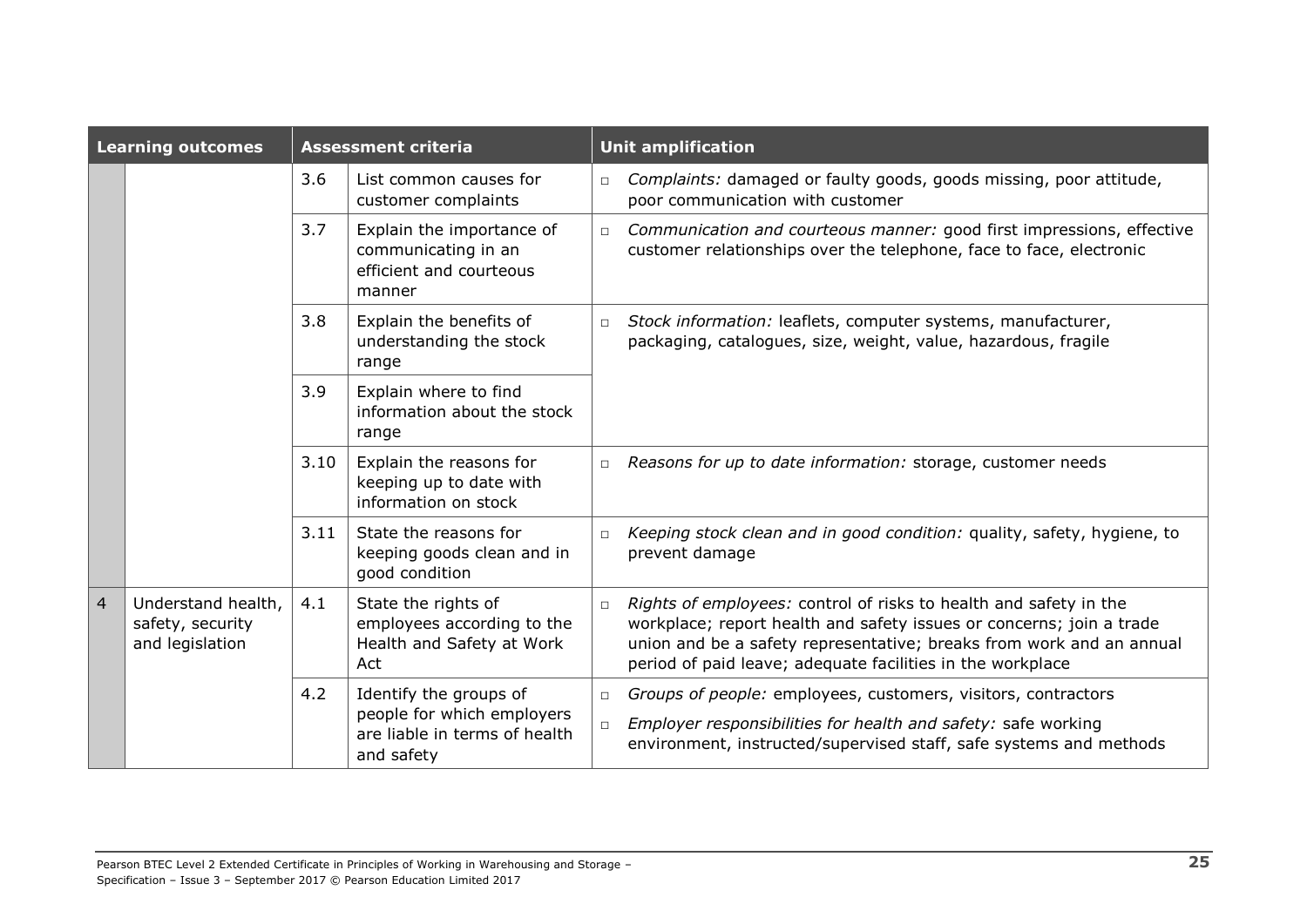| Learning outcomes | | Assessment criteria | | Unit amplification |
|---|---|---|---|---|
| | | 3.6 | List common causes for customer complaints | □ *Complaints:* damaged or faulty goods, goods missing, poor attitude, poor communication with customer |
| | | 3.7 | Explain the importance of communicating in an efficient and courteous manner | □ *Communication and courteous manner:* good first impressions, effective customer relationships over the telephone, face to face, electronic |
| | | 3.8 | Explain the benefits of understanding the stock range | □ *Stock information:* leaflets, computer systems, manufacturer, packaging, catalogues, size, weight, value, hazardous, fragile |
| | | 3.9 | Explain where to find information about the stock range | |
| | | 3.10 | Explain the reasons for keeping up to date with information on stock | □ *Reasons for up to date information:* storage, customer needs |
| | | 3.11 | State the reasons for keeping goods clean and in good condition | □ *Keeping stock clean and in good condition:* quality, safety, hygiene, to prevent damage |
| 4 | Understand health, safety, security and legislation | 4.1 | State the rights of employees according to the Health and Safety at Work Act | □ *Rights of employees:* control of risks to health and safety in the workplace; report health and safety issues or concerns; join a trade union and be a safety representative; breaks from work and an annual period of paid leave; adequate facilities in the workplace |
| | | 4.2 | Identify the groups of people for which employers are liable in terms of health and safety | □ *Groups of people:* employees, customers, visitors, contractors<br>□ *Employer responsibilities for health and safety:* safe working environment, instructed/supervised staff, safe systems and methods |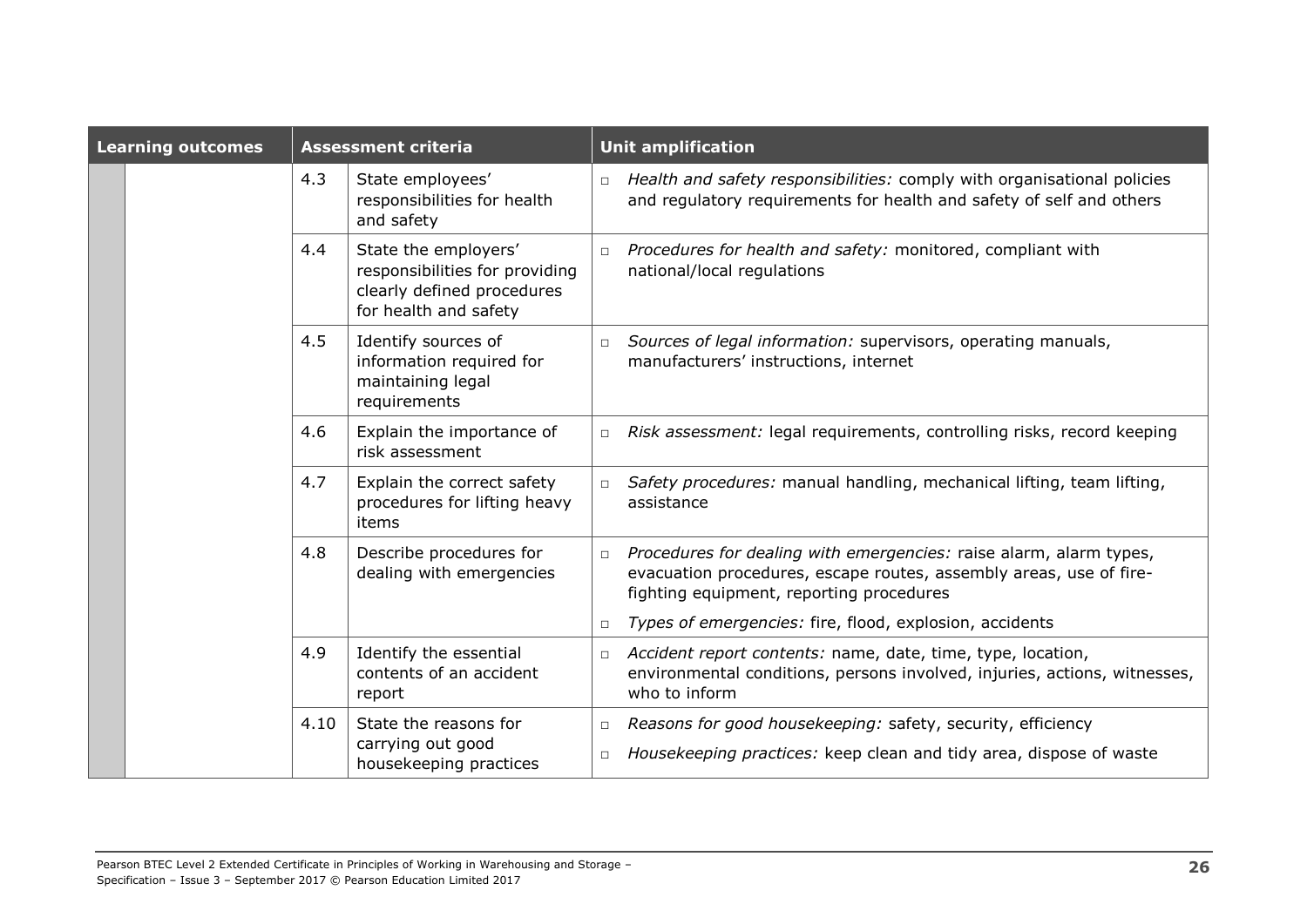| Learning outcomes | Assessment criteria | | Unit amplification |
|---|---|---|---|
| | 4.3 | State employees' responsibilities for health and safety | □ *Health and safety responsibilities:* comply with organisational policies and regulatory requirements for health and safety of self and others |
| | 4.4 | State the employers' responsibilities for providing clearly defined procedures for health and safety | □ *Procedures for health and safety:* monitored, compliant with national/local regulations |
| | 4.5 | Identify sources of information required for maintaining legal requirements | □ *Sources of legal information:* supervisors, operating manuals, manufacturers' instructions, internet |
| | 4.6 | Explain the importance of risk assessment | □ *Risk assessment:* legal requirements, controlling risks, record keeping |
| | 4.7 | Explain the correct safety procedures for lifting heavy items | □ *Safety procedures:* manual handling, mechanical lifting, team lifting, assistance |
| | 4.8 | Describe procedures for dealing with emergencies | □ *Procedures for dealing with emergencies:* raise alarm, alarm types, evacuation procedures, escape routes, assembly areas, use of fire-fighting equipment, reporting procedures<br>□ *Types of emergencies:* fire, flood, explosion, accidents |
| | 4.9 | Identify the essential contents of an accident report | □ *Accident report contents:* name, date, time, type, location, environmental conditions, persons involved, injuries, actions, witnesses, who to inform |
| | 4.10 | State the reasons for carrying out good housekeeping practices | □ *Reasons for good housekeeping:* safety, security, efficiency<br>□ *Housekeeping practices:* keep clean and tidy area, dispose of waste |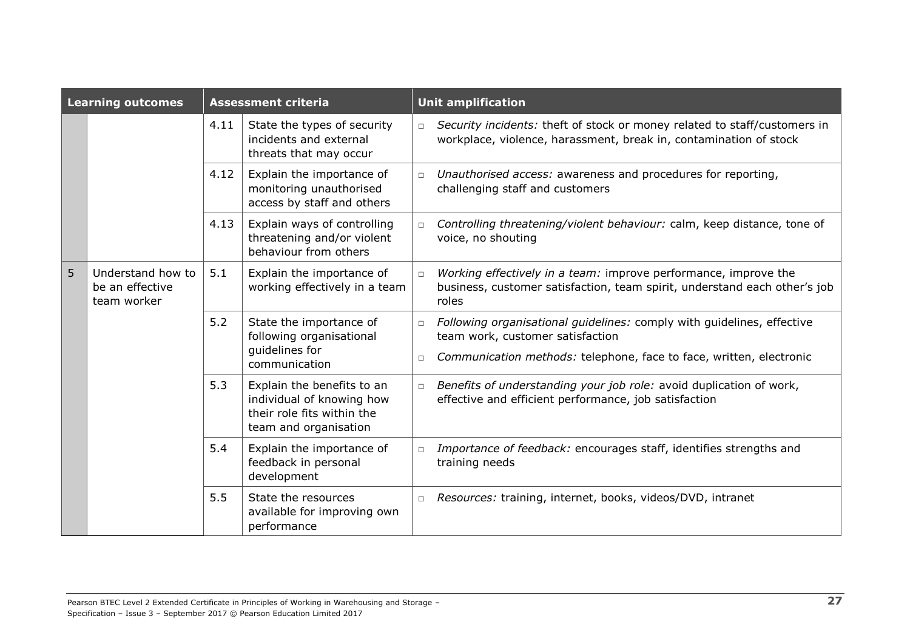| Learning outcomes | | Assessment criteria | | Unit amplification |
|---|---|---|---|---|
| | | 4.11 | State the types of security incidents and external threats that may occur | ▫ *Security incidents:* theft of stock or money related to staff/customers in workplace, violence, harassment, break in, contamination of stock |
| | | 4.12 | Explain the importance of monitoring unauthorised access by staff and others | ▫ *Unauthorised access:* awareness and procedures for reporting, challenging staff and customers |
| | | 4.13 | Explain ways of controlling threatening and/or violent behaviour from others | ▫ *Controlling threatening/violent behaviour:* calm, keep distance, tone of voice, no shouting |
| 5 | Understand how to be an effective team worker | 5.1 | Explain the importance of working effectively in a team | ▫ *Working effectively in a team:* improve performance, improve the business, customer satisfaction, team spirit, understand each other's job roles |
| | | 5.2 | State the importance of following organisational guidelines for communication | ▫ *Following organisational guidelines:* comply with guidelines, effective team work, customer satisfaction<br>▫ *Communication methods:* telephone, face to face, written, electronic |
| | | 5.3 | Explain the benefits to an individual of knowing how their role fits within the team and organisation | ▫ *Benefits of understanding your job role:* avoid duplication of work, effective and efficient performance, job satisfaction |
| | | 5.4 | Explain the importance of feedback in personal development | ▫ *Importance of feedback:* encourages staff, identifies strengths and training needs |
| | | 5.5 | State the resources available for improving own performance | ▫ *Resources:* training, internet, books, videos/DVD, intranet |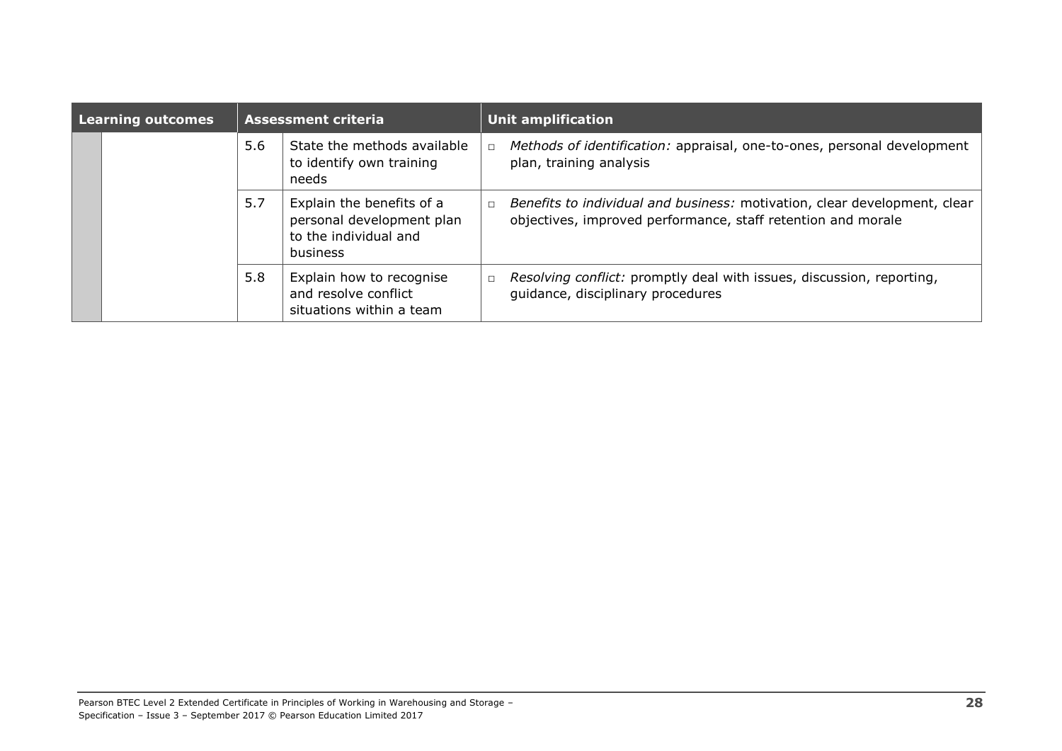| Learning outcomes | | Assessment criteria | | Unit amplification |
|---|---|---|---|---|
| | | 5.6 | State the methods available to identify own training needs | □ *Methods of identification:* appraisal, one-to-ones, personal development plan, training analysis |
| | | 5.7 | Explain the benefits of a personal development plan to the individual and business | □ *Benefits to individual and business:* motivation, clear development, clear objectives, improved performance, staff retention and morale |
| | | 5.8 | Explain how to recognise and resolve conflict situations within a team | □ *Resolving conflict:* promptly deal with issues, discussion, reporting, guidance, disciplinary procedures |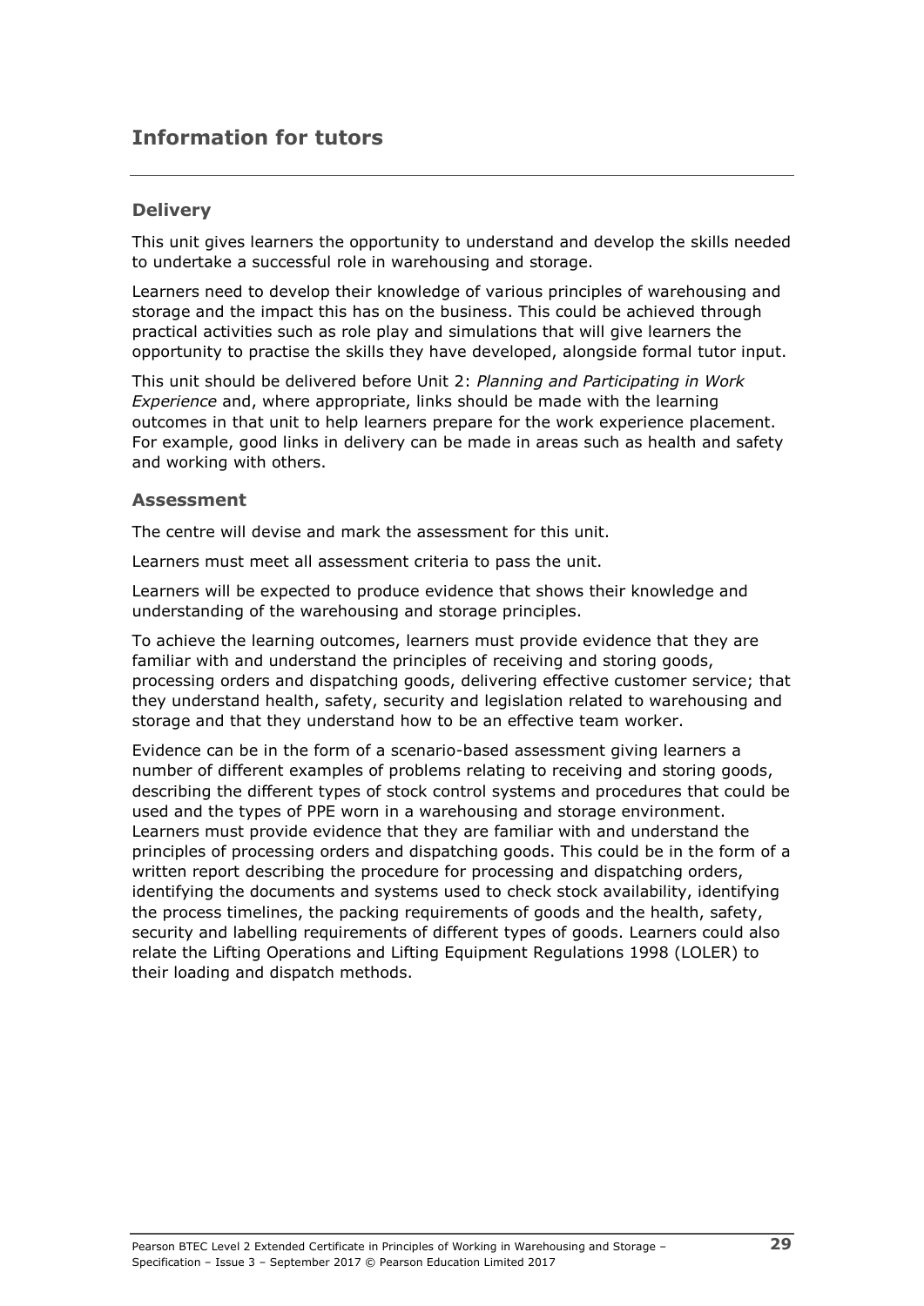## Information for tutors

### Delivery

This unit gives learners the opportunity to understand and develop the skills needed to undertake a successful role in warehousing and storage.

Learners need to develop their knowledge of various principles of warehousing and storage and the impact this has on the business. This could be achieved through practical activities such as role play and simulations that will give learners the opportunity to practise the skills they have developed, alongside formal tutor input.

This unit should be delivered before Unit 2: *Planning and Participating in Work Experience* and, where appropriate, links should be made with the learning outcomes in that unit to help learners prepare for the work experience placement. For example, good links in delivery can be made in areas such as health and safety and working with others.

### Assessment

The centre will devise and mark the assessment for this unit.

Learners must meet all assessment criteria to pass the unit.

Learners will be expected to produce evidence that shows their knowledge and understanding of the warehousing and storage principles.

To achieve the learning outcomes, learners must provide evidence that they are familiar with and understand the principles of receiving and storing goods, processing orders and dispatching goods, delivering effective customer service; that they understand health, safety, security and legislation related to warehousing and storage and that they understand how to be an effective team worker.

Evidence can be in the form of a scenario-based assessment giving learners a number of different examples of problems relating to receiving and storing goods, describing the different types of stock control systems and procedures that could be used and the types of PPE worn in a warehousing and storage environment. Learners must provide evidence that they are familiar with and understand the principles of processing orders and dispatching goods. This could be in the form of a written report describing the procedure for processing and dispatching orders, identifying the documents and systems used to check stock availability, identifying the process timelines, the packing requirements of goods and the health, safety, security and labelling requirements of different types of goods. Learners could also relate the Lifting Operations and Lifting Equipment Regulations 1998 (LOLER) to their loading and dispatch methods.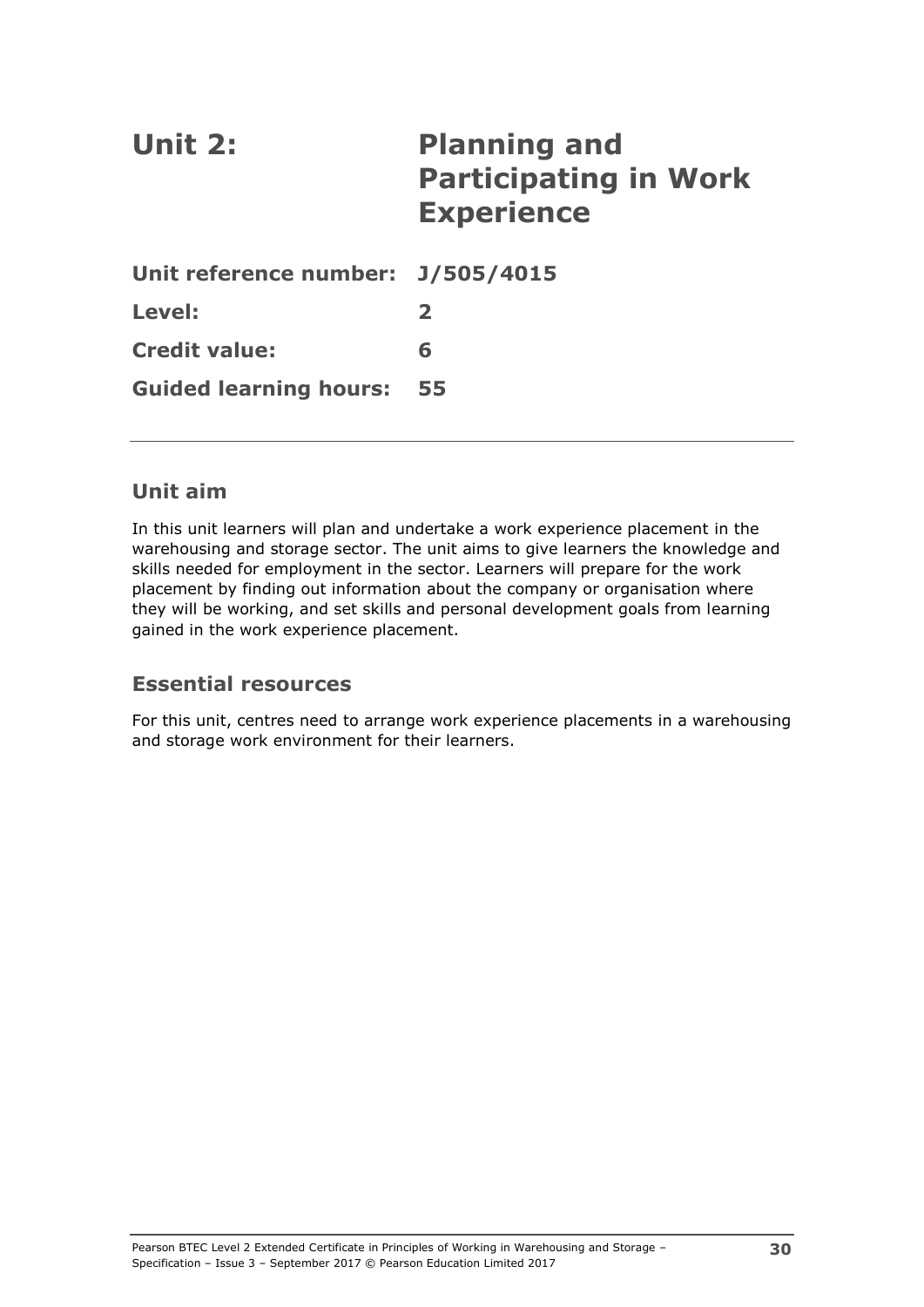# Unit 2: Planning and Participating in Work Experience

**Unit reference number:** J/505/4015

**Level:** 2

**Credit value:** 6

**Guided learning hours:** 55

---

## Unit aim

In this unit learners will plan and undertake a work experience placement in the warehousing and storage sector. The unit aims to give learners the knowledge and skills needed for employment in the sector. Learners will prepare for the work placement by finding out information about the company or organisation where they will be working, and set skills and personal development goals from learning gained in the work experience placement.

## Essential resources

For this unit, centres need to arrange work experience placements in a warehousing and storage work environment for their learners.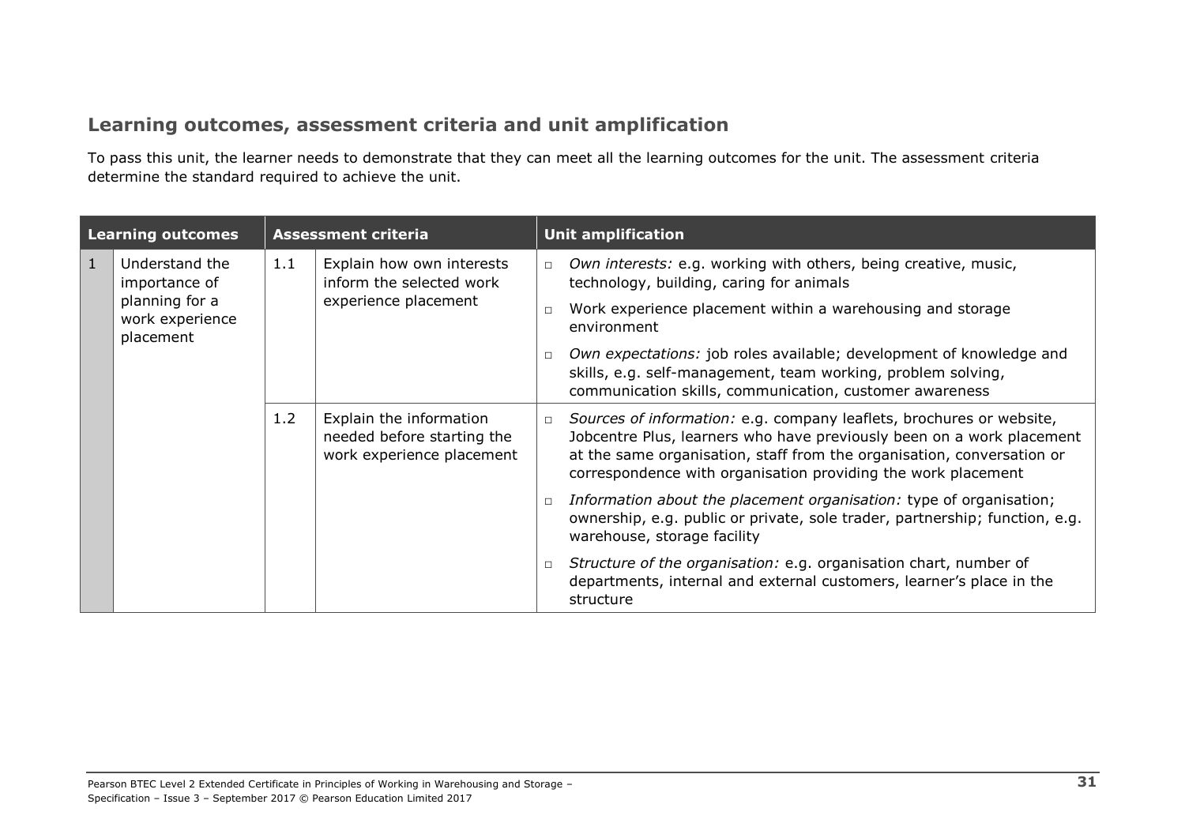## Learning outcomes, assessment criteria and unit amplification

To pass this unit, the learner needs to demonstrate that they can meet all the learning outcomes for the unit. The assessment criteria determine the standard required to achieve the unit.

| Learning outcomes | | Assessment criteria | | Unit amplification |
|---|---|---|---|---|
| 1 | Understand the importance of planning for a work experience placement | 1.1 | Explain how own interests inform the selected work experience placement | □ *Own interests:* e.g. working with others, being creative, music, technology, building, caring for animals<br>□ Work experience placement within a warehousing and storage environment<br>□ *Own expectations:* job roles available; development of knowledge and skills, e.g. self-management, team working, problem solving, communication skills, communication, customer awareness |
| | | 1.2 | Explain the information needed before starting the work experience placement | □ *Sources of information:* e.g. company leaflets, brochures or website, Jobcentre Plus, learners who have previously been on a work placement at the same organisation, staff from the organisation, conversation or correspondence with organisation providing the work placement<br>□ *Information about the placement organisation:* type of organisation; ownership, e.g. public or private, sole trader, partnership; function, e.g. warehouse, storage facility<br>□ *Structure of the organisation:* e.g. organisation chart, number of departments, internal and external customers, learner's place in the structure |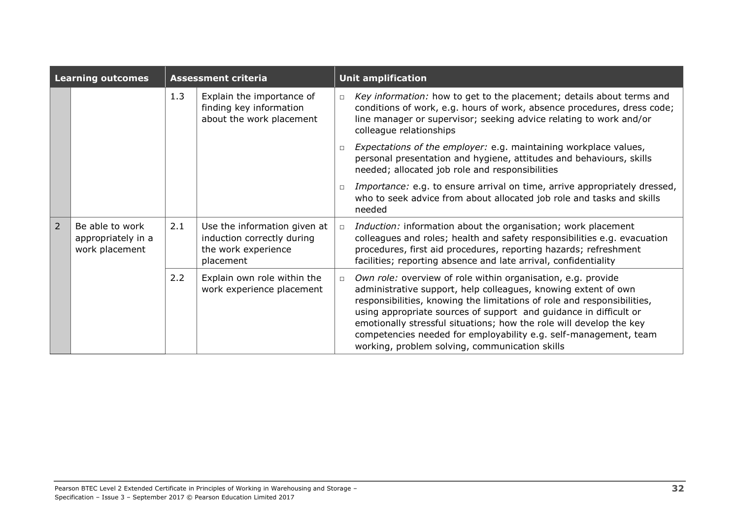| Learning outcomes | | Assessment criteria | | Unit amplification |
|---|---|---|---|---|
| | | 1.3 | Explain the importance of finding key information about the work placement | □ *Key information:* how to get to the placement; details about terms and conditions of work, e.g. hours of work, absence procedures, dress code; line manager or supervisor; seeking advice relating to work and/or colleague relationships<br>□ *Expectations of the employer:* e.g. maintaining workplace values, personal presentation and hygiene, attitudes and behaviours, skills needed; allocated job role and responsibilities<br>□ *Importance:* e.g. to ensure arrival on time, arrive appropriately dressed, who to seek advice from about allocated job role and tasks and skills needed |
| 2 | Be able to work appropriately in a work placement | 2.1 | Use the information given at induction correctly during the work experience placement | □ *Induction:* information about the organisation; work placement colleagues and roles; health and safety responsibilities e.g. evacuation procedures, first aid procedures, reporting hazards; refreshment facilities; reporting absence and late arrival, confidentiality |
| | | 2.2 | Explain own role within the work experience placement | □ *Own role:* overview of role within organisation, e.g. provide administrative support, help colleagues, knowing extent of own responsibilities, knowing the limitations of role and responsibilities, using appropriate sources of support and guidance in difficult or emotionally stressful situations; how the role will develop the key competencies needed for employability e.g. self-management, team working, problem solving, communication skills |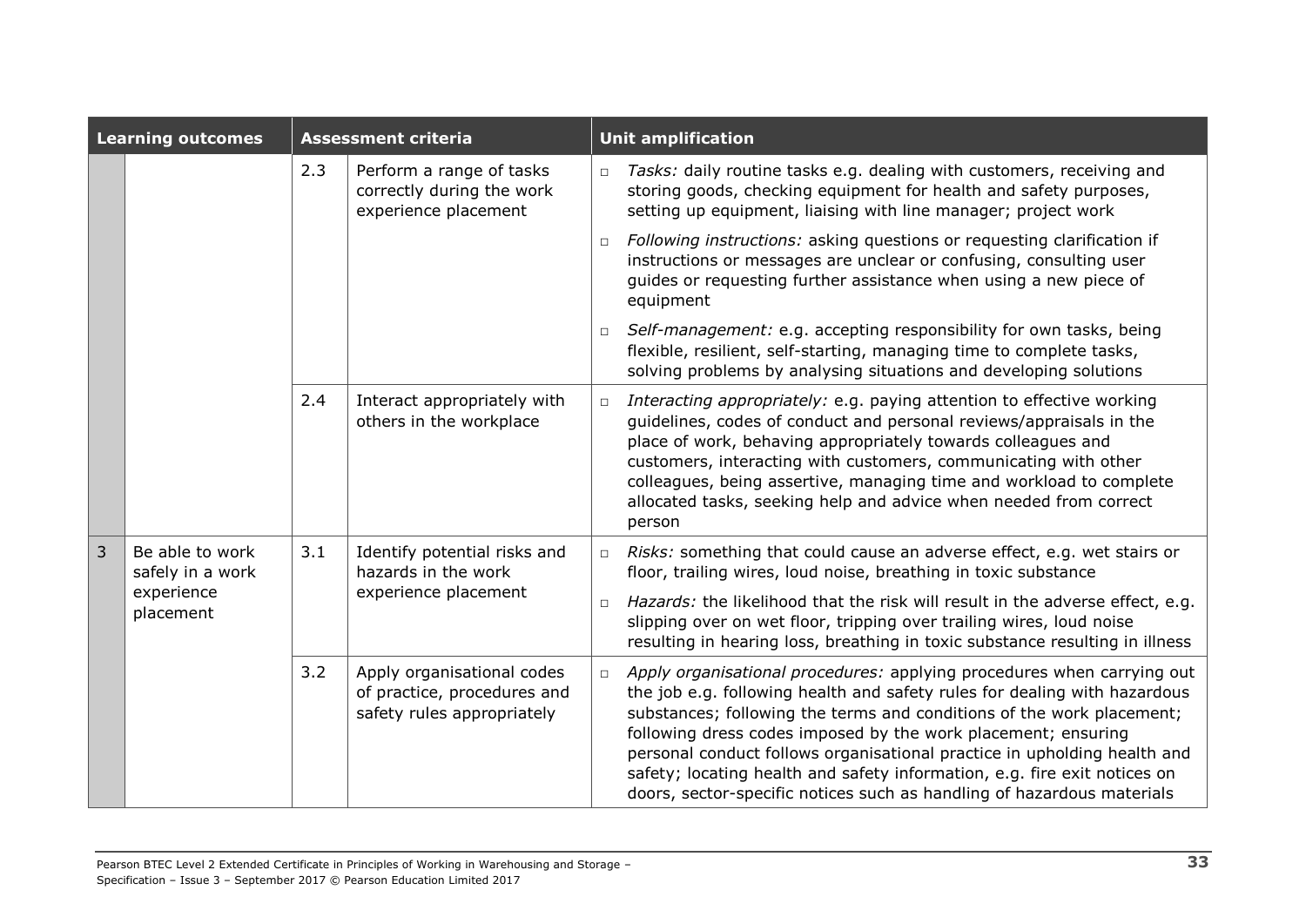| Learning outcomes | | Assessment criteria | | Unit amplification |
|---|---|---|---|---|
| | | 2.3 | Perform a range of tasks correctly during the work experience placement | □ *Tasks:* daily routine tasks e.g. dealing with customers, receiving and storing goods, checking equipment for health and safety purposes, setting up equipment, liaising with line manager; project work<br>□ *Following instructions:* asking questions or requesting clarification if instructions or messages are unclear or confusing, consulting user guides or requesting further assistance when using a new piece of equipment<br>□ *Self-management:* e.g. accepting responsibility for own tasks, being flexible, resilient, self-starting, managing time to complete tasks, solving problems by analysing situations and developing solutions |
| | | 2.4 | Interact appropriately with others in the workplace | □ *Interacting appropriately:* e.g. paying attention to effective working guidelines, codes of conduct and personal reviews/appraisals in the place of work, behaving appropriately towards colleagues and customers, interacting with customers, communicating with other colleagues, being assertive, managing time and workload to complete allocated tasks, seeking help and advice when needed from correct person |
| 3 | Be able to work safely in a work experience placement | 3.1 | Identify potential risks and hazards in the work experience placement | □ *Risks:* something that could cause an adverse effect, e.g. wet stairs or floor, trailing wires, loud noise, breathing in toxic substance<br>□ *Hazards:* the likelihood that the risk will result in the adverse effect, e.g. slipping over on wet floor, tripping over trailing wires, loud noise resulting in hearing loss, breathing in toxic substance resulting in illness |
| | | 3.2 | Apply organisational codes of practice, procedures and safety rules appropriately | □ *Apply organisational procedures:* applying procedures when carrying out the job e.g. following health and safety rules for dealing with hazardous substances; following the terms and conditions of the work placement; following dress codes imposed by the work placement; ensuring personal conduct follows organisational practice in upholding health and safety; locating health and safety information, e.g. fire exit notices on doors, sector-specific notices such as handling of hazardous materials |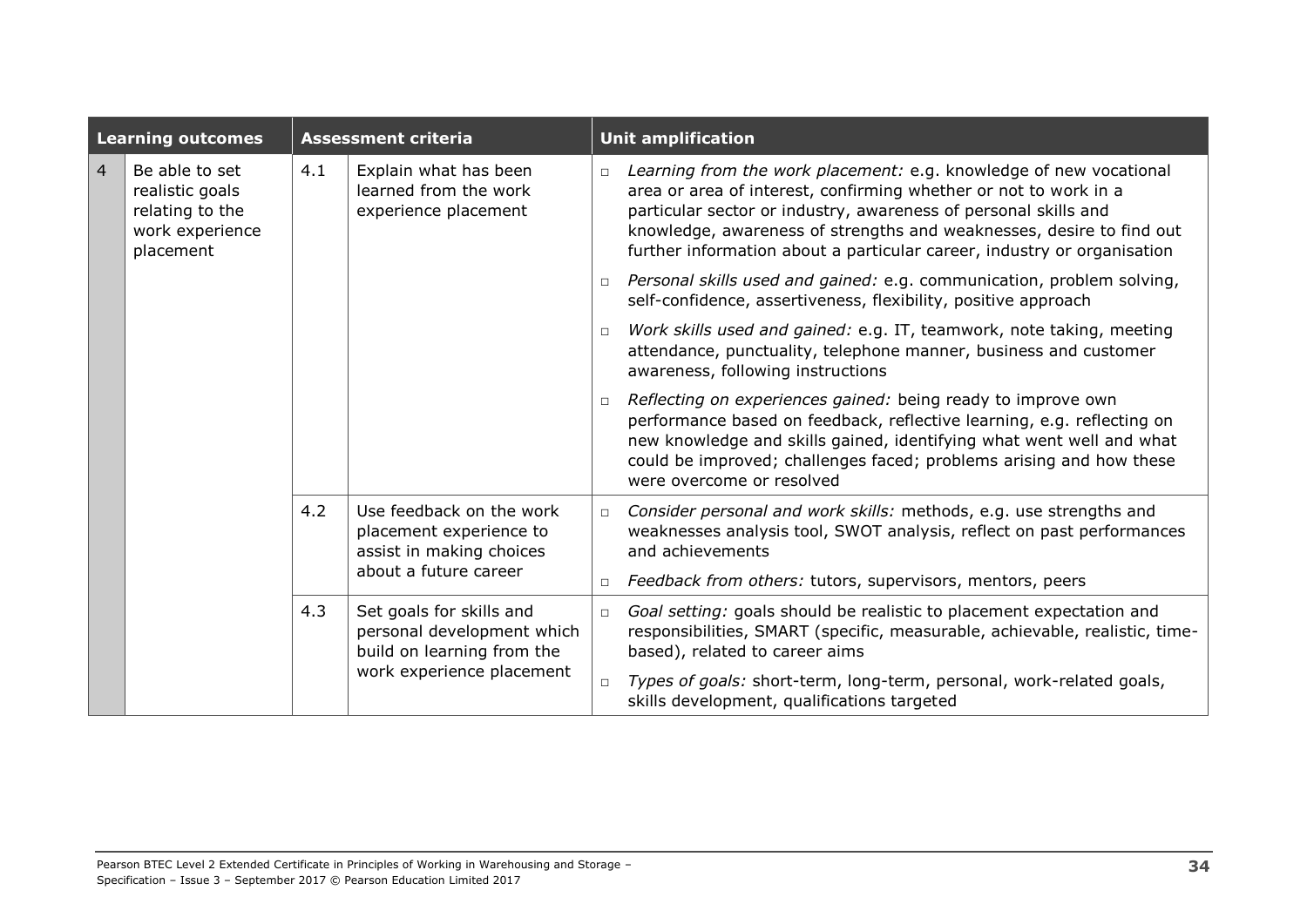| Learning outcomes | | Assessment criteria | | Unit amplification |
|---|---|---|---|---|
| 4 | Be able to set realistic goals relating to the work experience placement | 4.1 | Explain what has been learned from the work experience placement | □ *Learning from the work placement:* e.g. knowledge of new vocational area or area of interest, confirming whether or not to work in a particular sector or industry, awareness of personal skills and knowledge, awareness of strengths and weaknesses, desire to find out further information about a particular career, industry or organisation<br>□ *Personal skills used and gained:* e.g. communication, problem solving, self-confidence, assertiveness, flexibility, positive approach<br>□ *Work skills used and gained:* e.g. IT, teamwork, note taking, meeting attendance, punctuality, telephone manner, business and customer awareness, following instructions<br>□ *Reflecting on experiences gained:* being ready to improve own performance based on feedback, reflective learning, e.g. reflecting on new knowledge and skills gained, identifying what went well and what could be improved; challenges faced; problems arising and how these were overcome or resolved |
| | | 4.2 | Use feedback on the work placement experience to assist in making choices about a future career | □ *Consider personal and work skills:* methods, e.g. use strengths and weaknesses analysis tool, SWOT analysis, reflect on past performances and achievements<br>□ *Feedback from others:* tutors, supervisors, mentors, peers |
| | | 4.3 | Set goals for skills and personal development which build on learning from the work experience placement | □ *Goal setting:* goals should be realistic to placement expectation and responsibilities, SMART (specific, measurable, achievable, realistic, time-based), related to career aims<br>□ *Types of goals:* short-term, long-term, personal, work-related goals, skills development, qualifications targeted |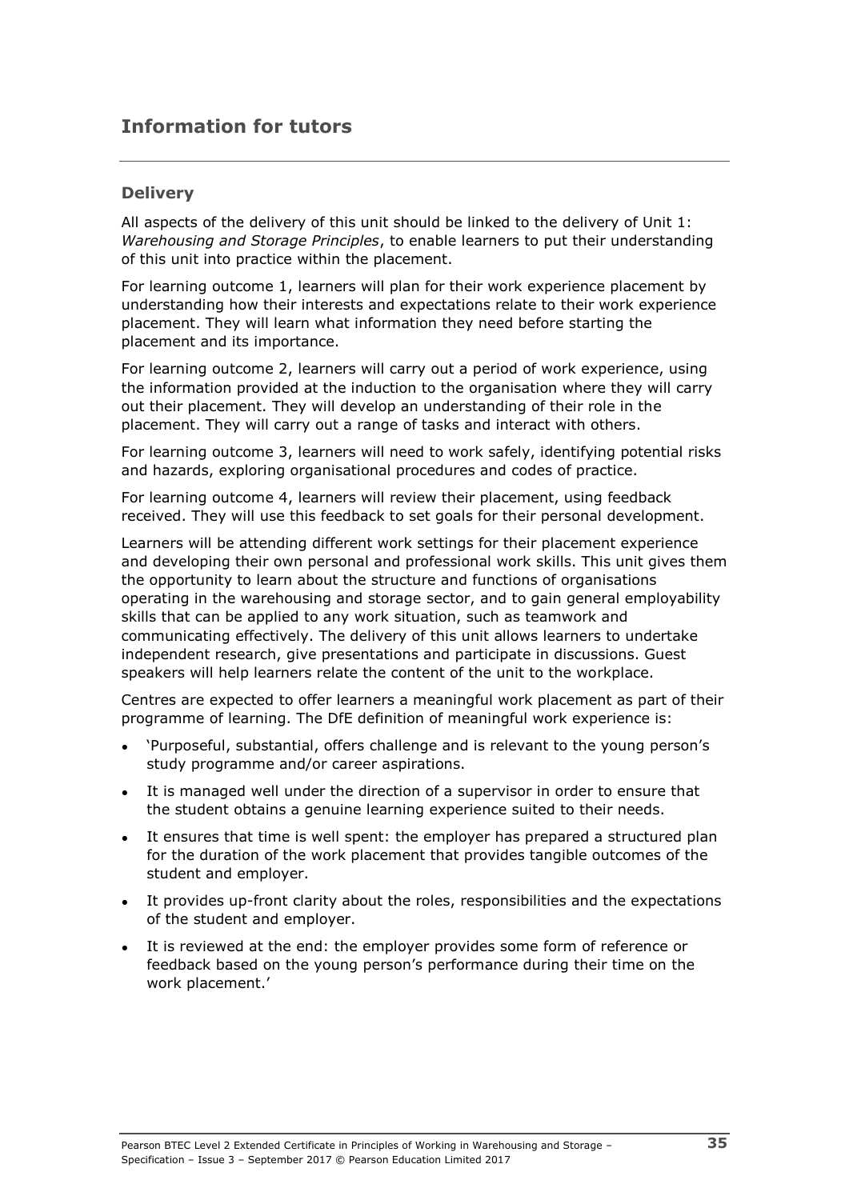## Information for tutors

### Delivery

All aspects of the delivery of this unit should be linked to the delivery of Unit 1: *Warehousing and Storage Principles*, to enable learners to put their understanding of this unit into practice within the placement.

For learning outcome 1, learners will plan for their work experience placement by understanding how their interests and expectations relate to their work experience placement. They will learn what information they need before starting the placement and its importance.

For learning outcome 2, learners will carry out a period of work experience, using the information provided at the induction to the organisation where they will carry out their placement. They will develop an understanding of their role in the placement. They will carry out a range of tasks and interact with others.

For learning outcome 3, learners will need to work safely, identifying potential risks and hazards, exploring organisational procedures and codes of practice.

For learning outcome 4, learners will review their placement, using feedback received. They will use this feedback to set goals for their personal development.

Learners will be attending different work settings for their placement experience and developing their own personal and professional work skills. This unit gives them the opportunity to learn about the structure and functions of organisations operating in the warehousing and storage sector, and to gain general employability skills that can be applied to any work situation, such as teamwork and communicating effectively. The delivery of this unit allows learners to undertake independent research, give presentations and participate in discussions. Guest speakers will help learners relate the content of the unit to the workplace.

Centres are expected to offer learners a meaningful work placement as part of their programme of learning. The DfE definition of meaningful work experience is:

- 'Purposeful, substantial, offers challenge and is relevant to the young person's study programme and/or career aspirations.
- It is managed well under the direction of a supervisor in order to ensure that the student obtains a genuine learning experience suited to their needs.
- It ensures that time is well spent: the employer has prepared a structured plan for the duration of the work placement that provides tangible outcomes of the student and employer.
- It provides up-front clarity about the roles, responsibilities and the expectations of the student and employer.
- It is reviewed at the end: the employer provides some form of reference or feedback based on the young person's performance during their time on the work placement.'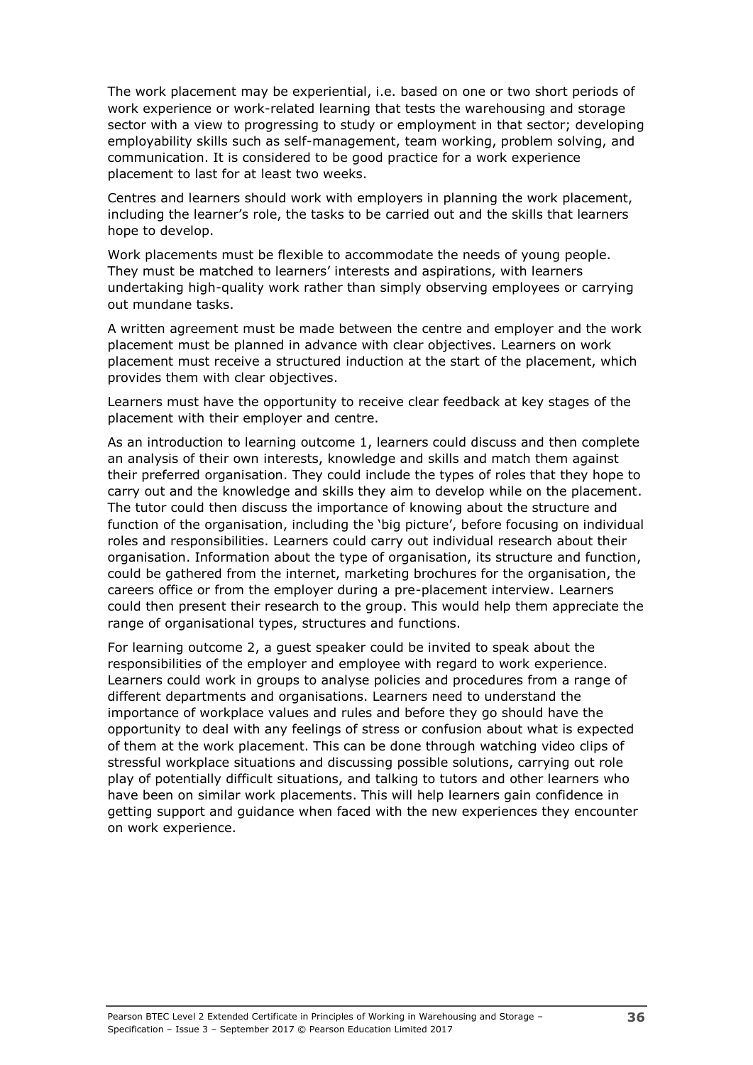The work placement may be experiential, i.e. based on one or two short periods of work experience or work-related learning that tests the warehousing and storage sector with a view to progressing to study or employment in that sector; developing employability skills such as self-management, team working, problem solving, and communication. It is considered to be good practice for a work experience placement to last for at least two weeks.

Centres and learners should work with employers in planning the work placement, including the learner's role, the tasks to be carried out and the skills that learners hope to develop.

Work placements must be flexible to accommodate the needs of young people. They must be matched to learners' interests and aspirations, with learners undertaking high-quality work rather than simply observing employees or carrying out mundane tasks.

A written agreement must be made between the centre and employer and the work placement must be planned in advance with clear objectives. Learners on work placement must receive a structured induction at the start of the placement, which provides them with clear objectives.

Learners must have the opportunity to receive clear feedback at key stages of the placement with their employer and centre.

As an introduction to learning outcome 1, learners could discuss and then complete an analysis of their own interests, knowledge and skills and match them against their preferred organisation. They could include the types of roles that they hope to carry out and the knowledge and skills they aim to develop while on the placement. The tutor could then discuss the importance of knowing about the structure and function of the organisation, including the 'big picture', before focusing on individual roles and responsibilities. Learners could carry out individual research about their organisation. Information about the type of organisation, its structure and function, could be gathered from the internet, marketing brochures for the organisation, the careers office or from the employer during a pre-placement interview. Learners could then present their research to the group. This would help them appreciate the range of organisational types, structures and functions.

For learning outcome 2, a guest speaker could be invited to speak about the responsibilities of the employer and employee with regard to work experience. Learners could work in groups to analyse policies and procedures from a range of different departments and organisations. Learners need to understand the importance of workplace values and rules and before they go should have the opportunity to deal with any feelings of stress or confusion about what is expected of them at the work placement. This can be done through watching video clips of stressful workplace situations and discussing possible solutions, carrying out role play of potentially difficult situations, and talking to tutors and other learners who have been on similar work placements. This will help learners gain confidence in getting support and guidance when faced with the new experiences they encounter on work experience.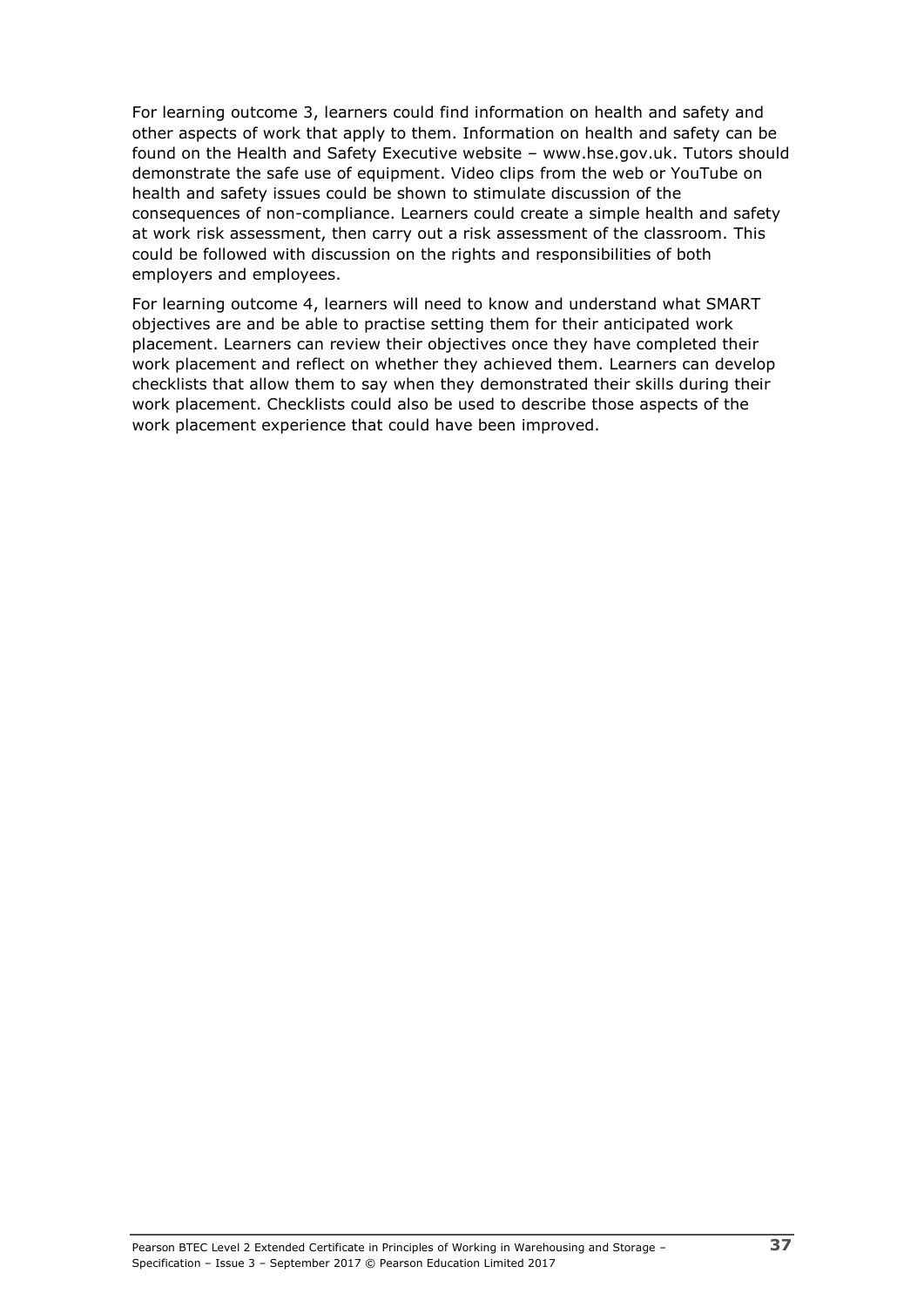For learning outcome 3, learners could find information on health and safety and other aspects of work that apply to them. Information on health and safety can be found on the Health and Safety Executive website – www.hse.gov.uk. Tutors should demonstrate the safe use of equipment. Video clips from the web or YouTube on health and safety issues could be shown to stimulate discussion of the consequences of non-compliance. Learners could create a simple health and safety at work risk assessment, then carry out a risk assessment of the classroom. This could be followed with discussion on the rights and responsibilities of both employers and employees.

For learning outcome 4, learners will need to know and understand what SMART objectives are and be able to practise setting them for their anticipated work placement. Learners can review their objectives once they have completed their work placement and reflect on whether they achieved them. Learners can develop checklists that allow them to say when they demonstrated their skills during their work placement. Checklists could also be used to describe those aspects of the work placement experience that could have been improved.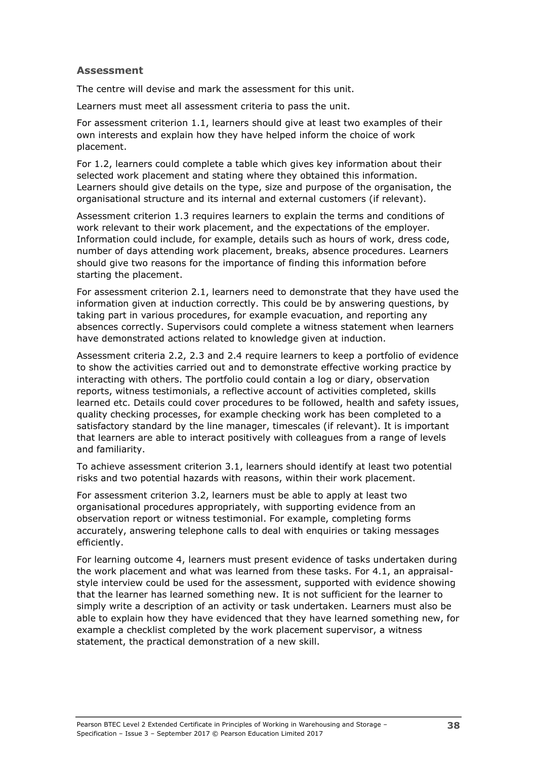### Assessment

The centre will devise and mark the assessment for this unit.

Learners must meet all assessment criteria to pass the unit.

For assessment criterion 1.1, learners should give at least two examples of their own interests and explain how they have helped inform the choice of work placement.

For 1.2, learners could complete a table which gives key information about their selected work placement and stating where they obtained this information. Learners should give details on the type, size and purpose of the organisation, the organisational structure and its internal and external customers (if relevant).

Assessment criterion 1.3 requires learners to explain the terms and conditions of work relevant to their work placement, and the expectations of the employer. Information could include, for example, details such as hours of work, dress code, number of days attending work placement, breaks, absence procedures. Learners should give two reasons for the importance of finding this information before starting the placement.

For assessment criterion 2.1, learners need to demonstrate that they have used the information given at induction correctly. This could be by answering questions, by taking part in various procedures, for example evacuation, and reporting any absences correctly. Supervisors could complete a witness statement when learners have demonstrated actions related to knowledge given at induction.

Assessment criteria 2.2, 2.3 and 2.4 require learners to keep a portfolio of evidence to show the activities carried out and to demonstrate effective working practice by interacting with others. The portfolio could contain a log or diary, observation reports, witness testimonials, a reflective account of activities completed, skills learned etc. Details could cover procedures to be followed, health and safety issues, quality checking processes, for example checking work has been completed to a satisfactory standard by the line manager, timescales (if relevant). It is important that learners are able to interact positively with colleagues from a range of levels and familiarity.

To achieve assessment criterion 3.1, learners should identify at least two potential risks and two potential hazards with reasons, within their work placement.

For assessment criterion 3.2, learners must be able to apply at least two organisational procedures appropriately, with supporting evidence from an observation report or witness testimonial. For example, completing forms accurately, answering telephone calls to deal with enquiries or taking messages efficiently.

For learning outcome 4, learners must present evidence of tasks undertaken during the work placement and what was learned from these tasks. For 4.1, an appraisal-style interview could be used for the assessment, supported with evidence showing that the learner has learned something new. It is not sufficient for the learner to simply write a description of an activity or task undertaken. Learners must also be able to explain how they have evidenced that they have learned something new, for example a checklist completed by the work placement supervisor, a witness statement, the practical demonstration of a new skill.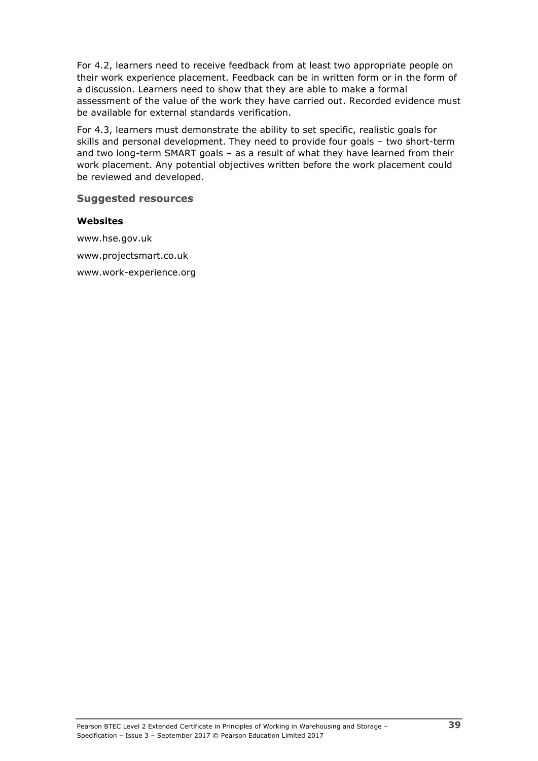For 4.2, learners need to receive feedback from at least two appropriate people on their work experience placement. Feedback can be in written form or in the form of a discussion. Learners need to show that they are able to make a formal assessment of the value of the work they have carried out. Recorded evidence must be available for external standards verification.

For 4.3, learners must demonstrate the ability to set specific, realistic goals for skills and personal development. They need to provide four goals – two short-term and two long-term SMART goals – as a result of what they have learned from their work placement. Any potential objectives written before the work placement could be reviewed and developed.

## Suggested resources

**Websites**

www.hse.gov.uk

www.projectsmart.co.uk

www.work-experience.org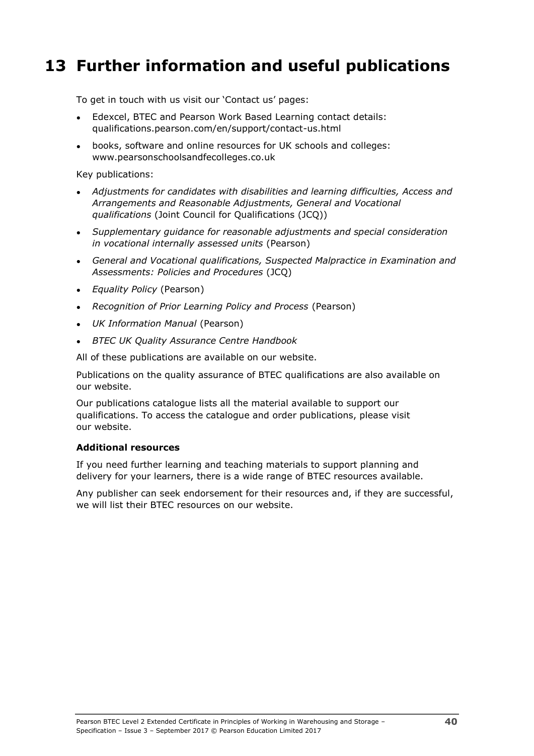# 13 Further information and useful publications

To get in touch with us visit our 'Contact us' pages:

- Edexcel, BTEC and Pearson Work Based Learning contact details: qualifications.pearson.com/en/support/contact-us.html
- books, software and online resources for UK schools and colleges: www.pearsonschoolsandfecolleges.co.uk

Key publications:

- *Adjustments for candidates with disabilities and learning difficulties, Access and Arrangements and Reasonable Adjustments, General and Vocational qualifications* (Joint Council for Qualifications (JCQ))
- *Supplementary guidance for reasonable adjustments and special consideration in vocational internally assessed units* (Pearson)
- *General and Vocational qualifications, Suspected Malpractice in Examination and Assessments: Policies and Procedures* (JCQ)
- *Equality Policy* (Pearson)
- *Recognition of Prior Learning Policy and Process* (Pearson)
- *UK Information Manual* (Pearson)
- *BTEC UK Quality Assurance Centre Handbook*

All of these publications are available on our website.

Publications on the quality assurance of BTEC qualifications are also available on our website.

Our publications catalogue lists all the material available to support our qualifications. To access the catalogue and order publications, please visit our website.

**Additional resources**

If you need further learning and teaching materials to support planning and delivery for your learners, there is a wide range of BTEC resources available.

Any publisher can seek endorsement for their resources and, if they are successful, we will list their BTEC resources on our website.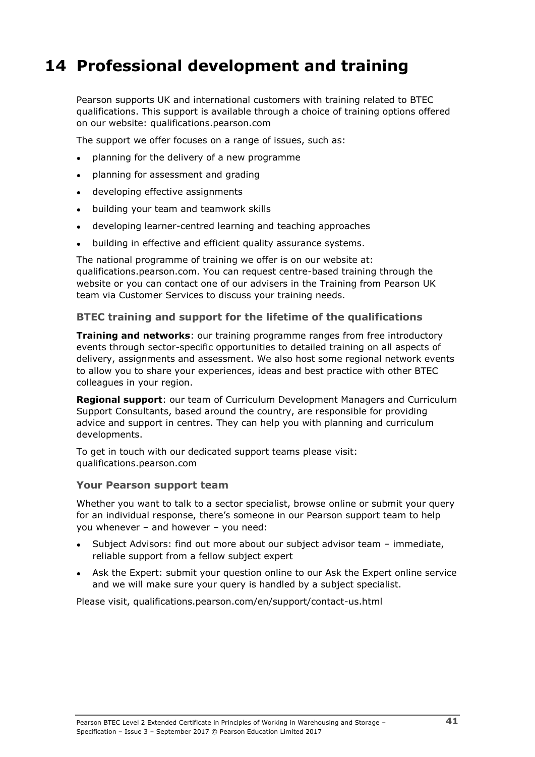# 14 Professional development and training

Pearson supports UK and international customers with training related to BTEC qualifications. This support is available through a choice of training options offered on our website: qualifications.pearson.com

The support we offer focuses on a range of issues, such as:

- planning for the delivery of a new programme
- planning for assessment and grading
- developing effective assignments
- building your team and teamwork skills
- developing learner-centred learning and teaching approaches
- building in effective and efficient quality assurance systems.

The national programme of training we offer is on our website at: qualifications.pearson.com. You can request centre-based training through the website or you can contact one of our advisers in the Training from Pearson UK team via Customer Services to discuss your training needs.

### BTEC training and support for the lifetime of the qualifications

**Training and networks**: our training programme ranges from free introductory events through sector-specific opportunities to detailed training on all aspects of delivery, assignments and assessment. We also host some regional network events to allow you to share your experiences, ideas and best practice with other BTEC colleagues in your region.

**Regional support**: our team of Curriculum Development Managers and Curriculum Support Consultants, based around the country, are responsible for providing advice and support in centres. They can help you with planning and curriculum developments.

To get in touch with our dedicated support teams please visit: qualifications.pearson.com

### Your Pearson support team

Whether you want to talk to a sector specialist, browse online or submit your query for an individual response, there's someone in our Pearson support team to help you whenever – and however – you need:

- Subject Advisors: find out more about our subject advisor team – immediate, reliable support from a fellow subject expert
- Ask the Expert: submit your question online to our Ask the Expert online service and we will make sure your query is handled by a subject specialist.

Please visit, qualifications.pearson.com/en/support/contact-us.html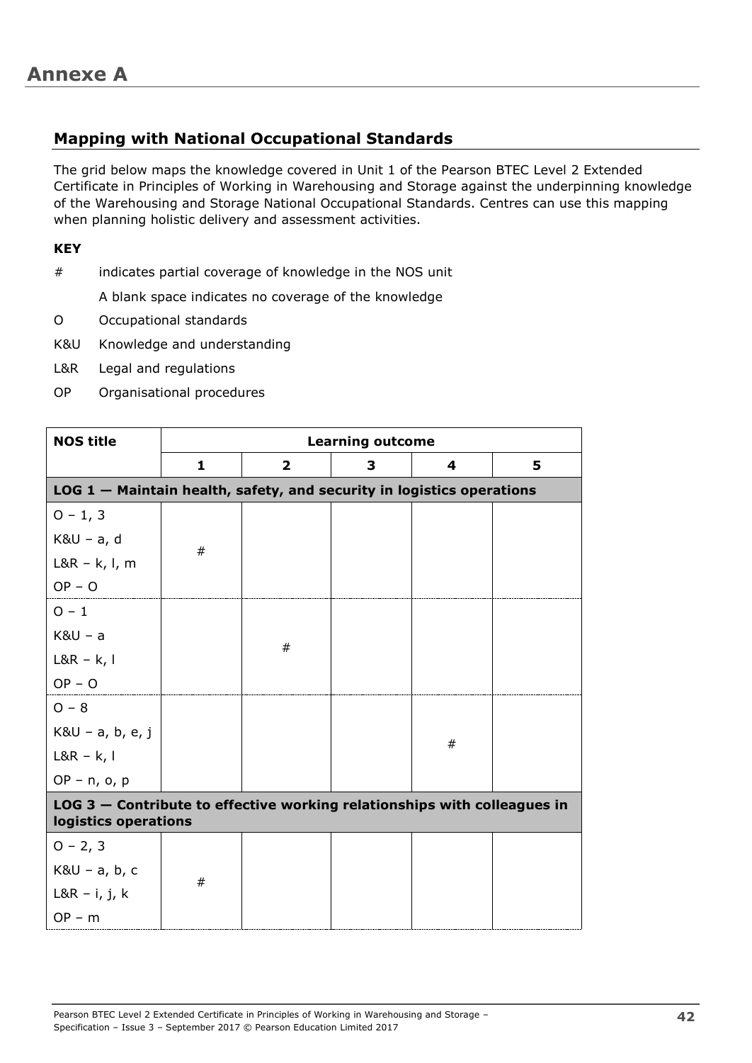# Annexe A

## Mapping with National Occupational Standards

The grid below maps the knowledge covered in Unit 1 of the Pearson BTEC Level 2 Extended Certificate in Principles of Working in Warehousing and Storage against the underpinning knowledge of the Warehousing and Storage National Occupational Standards. Centres can use this mapping when planning holistic delivery and assessment activities.

**KEY**

| | |
|---|---|
| # | indicates partial coverage of knowledge in the NOS unit |
| | A blank space indicates no coverage of the knowledge |
| O | Occupational standards |
| K&U | Knowledge and understanding |
| L&R | Legal and regulations |
| OP | Organisational procedures |

| NOS title | Learning outcome | | | | |
|---|---|---|---|---|---|
| | **1** | **2** | **3** | **4** | **5** |
| **LOG 1 — Maintain health, safety, and security in logistics operations** | | | | | |
| O – 1, 3<br>K&U – a, d<br>L&R – k, l, m<br>OP – O | # | | | | |
| O – 1<br>K&U – a<br>L&R – k, l<br>OP – O | | # | | | |
| O – 8<br>K&U – a, b, e, j<br>L&R – k, l<br>OP – n, o, p | | | | # | |
| **LOG 3 — Contribute to effective working relationships with colleagues in logistics operations** | | | | | |
| O – 2, 3<br>K&U – a, b, c<br>L&R – i, j, k<br>OP – m | # | | | | |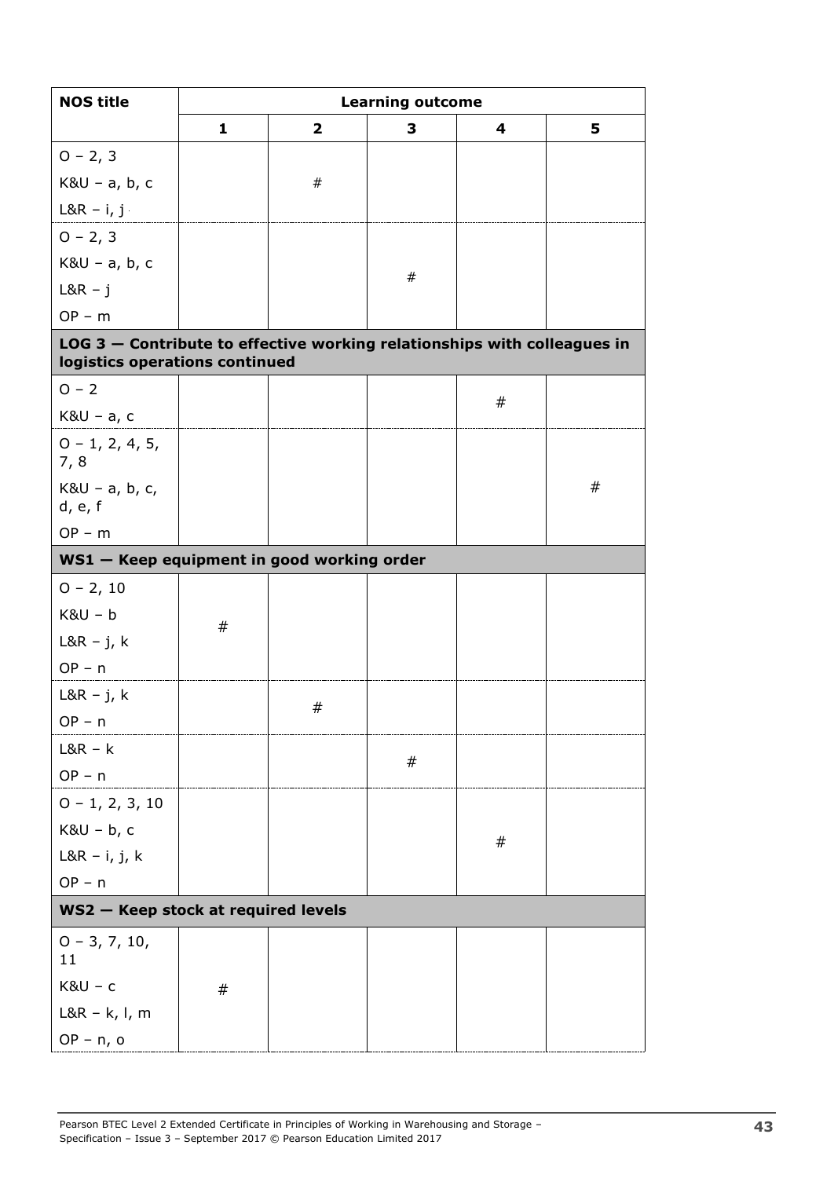| NOS title | Learning outcome | | | | |
|---|---|---|---|---|---|
| | **1** | **2** | **3** | **4** | **5** |
| O – 2, 3<br>K&U – a, b, c<br>L&R – i, j | | # | | | |
| O – 2, 3<br>K&U – a, b, c<br>L&R – j<br>OP – m | | | # | | |
| **LOG 3 — Contribute to effective working relationships with colleagues in logistics operations continued** | | | | | |
| O – 2<br>K&U – a, c | | | | # | |
| O – 1, 2, 4, 5, 7, 8<br>K&U – a, b, c, d, e, f<br>OP – m | | | | | # |
| **WS1 — Keep equipment in good working order** | | | | | |
| O – 2, 10<br>K&U – b<br>L&R – j, k<br>OP – n | # | | | | |
| L&R – j, k<br>OP – n | | # | | | |
| L&R – k<br>OP – n | | | # | | |
| O – 1, 2, 3, 10<br>K&U – b, c<br>L&R – i, j, k<br>OP – n | | | | # | |
| **WS2 — Keep stock at required levels** | | | | | |
| O – 3, 7, 10, 11<br>K&U – c<br>L&R – k, l, m<br>OP – n, o | # | | | | |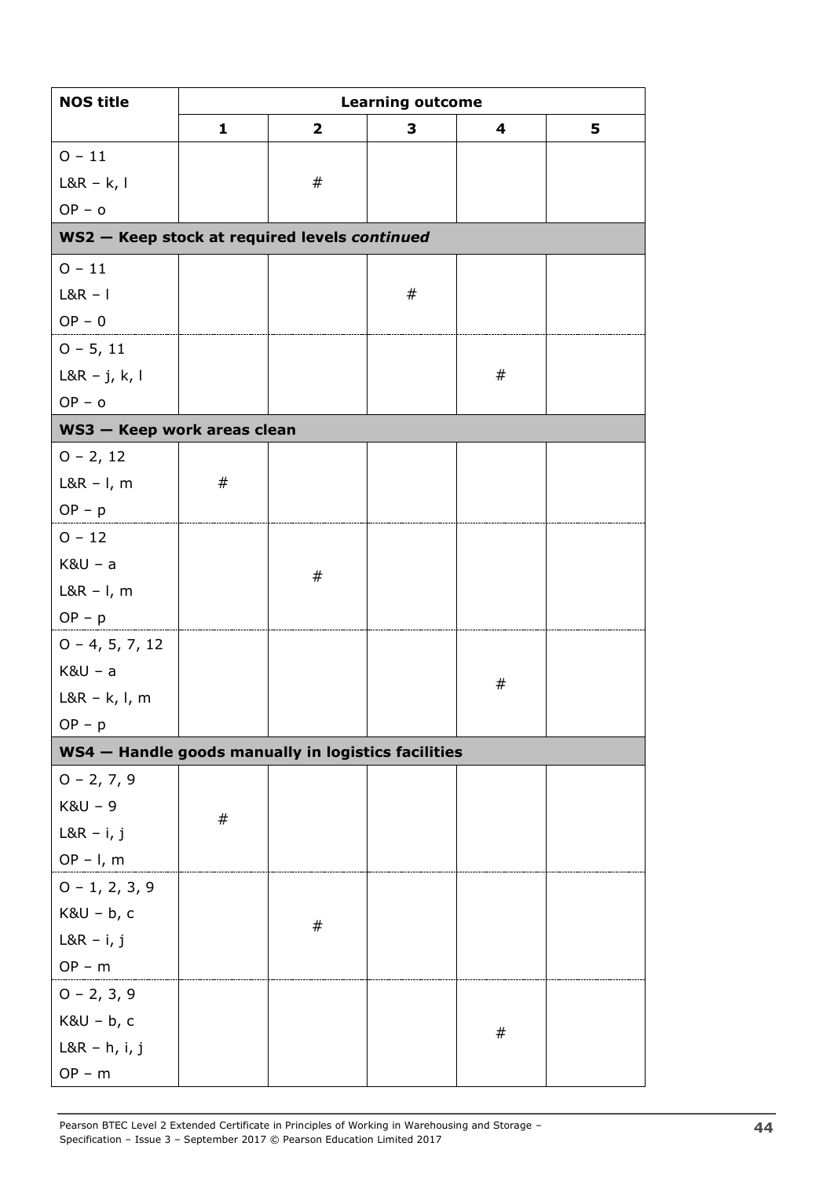| NOS title | Learning outcome | | | | |
|---|---|---|---|---|---|
| | 1 | 2 | 3 | 4 | 5 |
| O – 11<br>L&R – k, l<br>OP – o | | # | | | |
| **WS2 — Keep stock at required levels *continued*** | | | | | |
| O – 11<br>L&R – l<br>OP – 0 | | | # | | |
| O – 5, 11<br>L&R – j, k, l<br>OP – o | | | | # | |
| **WS3 — Keep work areas clean** | | | | | |
| O – 2, 12<br>L&R – l, m<br>OP – p | # | | | | |
| O – 12<br>K&U – a<br>L&R – l, m<br>OP – p | | # | | | |
| O – 4, 5, 7, 12<br>K&U – a<br>L&R – k, l, m<br>OP – p | | | | # | |
| **WS4 — Handle goods manually in logistics facilities** | | | | | |
| O – 2, 7, 9<br>K&U – 9<br>L&R – i, j<br>OP – l, m | # | | | | |
| O – 1, 2, 3, 9<br>K&U – b, c<br>L&R – i, j<br>OP – m | | # | | | |
| O – 2, 3, 9<br>K&U – b, c<br>L&R – h, i, j<br>OP – m | | | | # | |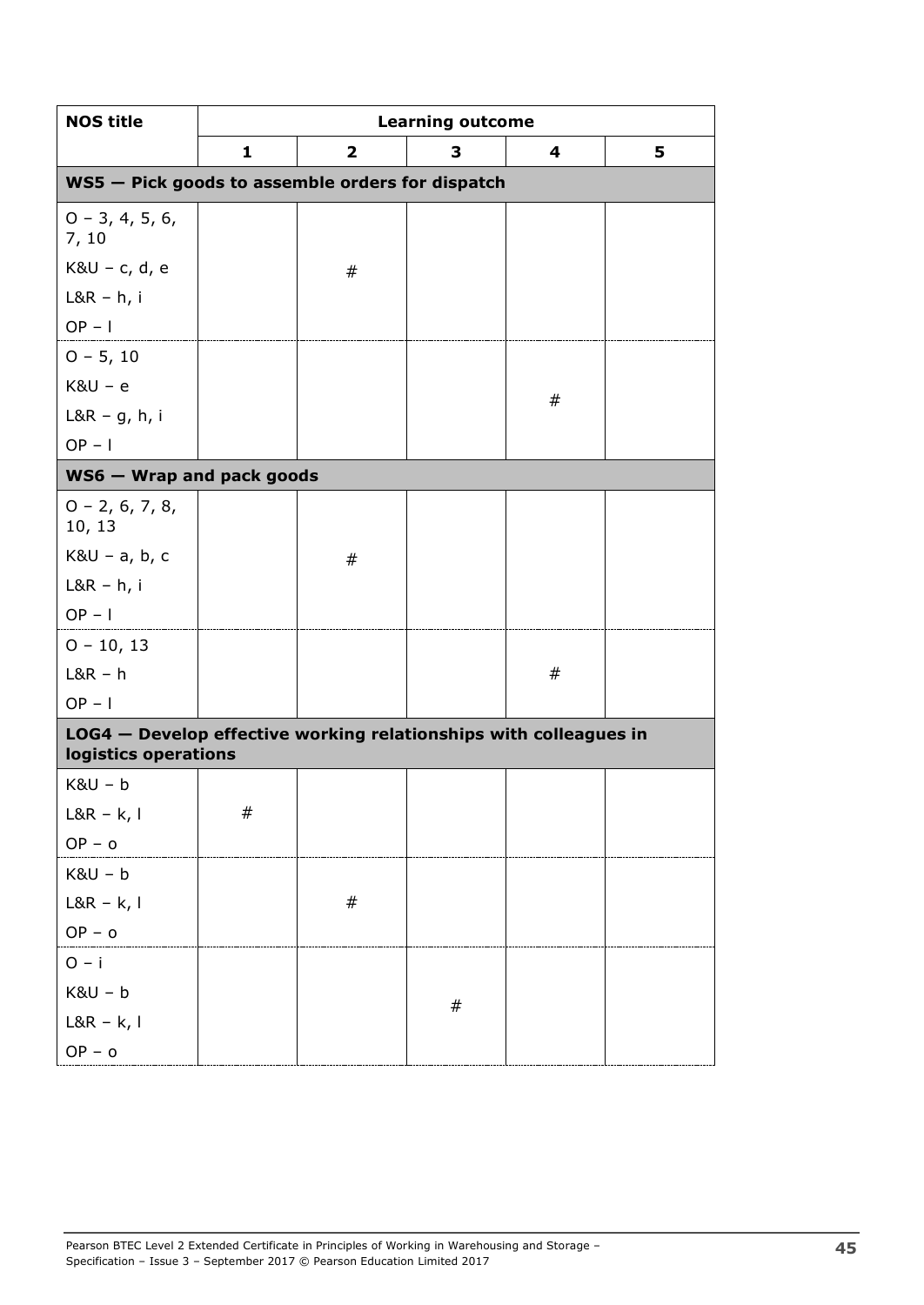| NOS title | Learning outcome | | | | |
|---|---|---|---|---|---|
| | 1 | 2 | 3 | 4 | 5 |
| **WS5 — Pick goods to assemble orders for dispatch** | | | | | |
| O – 3, 4, 5, 6, 7, 10<br>K&U – c, d, e<br>L&R – h, i<br>OP – l | | # | | | |
| O – 5, 10<br>K&U – e<br>L&R – g, h, i<br>OP – l | | | | # | |
| **WS6 — Wrap and pack goods** | | | | | |
| O – 2, 6, 7, 8, 10, 13<br>K&U – a, b, c<br>L&R – h, i<br>OP – l | | # | | | |
| O – 10, 13<br>L&R – h<br>OP – l | | | | # | |
| **LOG4 — Develop effective working relationships with colleagues in logistics operations** | | | | | |
| K&U – b<br>L&R – k, l<br>OP – o | # | | | | |
| K&U – b<br>L&R – k, l<br>OP – o | | # | | | |
| O – i<br>K&U – b<br>L&R – k, l<br>OP – o | | | # | | |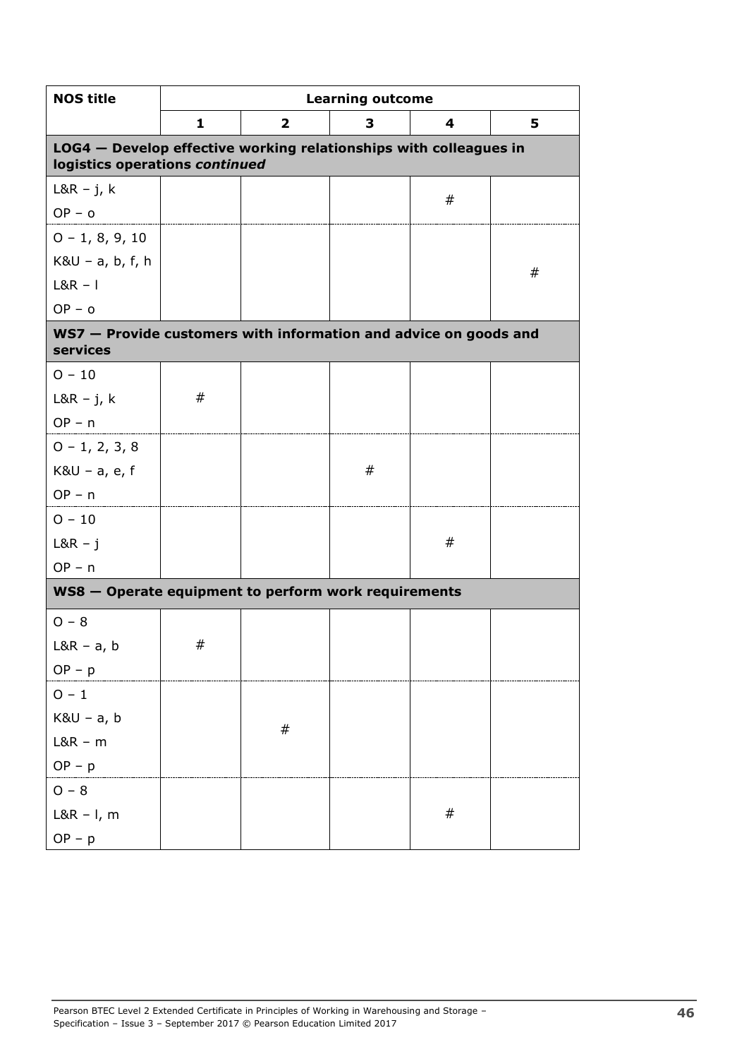| NOS title | Learning outcome | | | | |
|---|---|---|---|---|---|
| | **1** | **2** | **3** | **4** | **5** |
| **LOG4 — Develop effective working relationships with colleagues in logistics operations *continued*** | | | | | |
| L&R – j, k<br>OP – o | | | | # | |
| O – 1, 8, 9, 10<br>K&U – a, b, f, h<br>L&R – l<br>OP – o | | | | | # |
| **WS7 — Provide customers with information and advice on goods and services** | | | | | |
| O – 10<br>L&R – j, k<br>OP – n | # | | | | |
| O – 1, 2, 3, 8<br>K&U – a, e, f<br>OP – n | | | # | | |
| O – 10<br>L&R – j<br>OP – n | | | | # | |
| **WS8 — Operate equipment to perform work requirements** | | | | | |
| O – 8<br>L&R – a, b<br>OP – p | # | | | | |
| O – 1<br>K&U – a, b<br>L&R – m<br>OP – p | | # | | | |
| O – 8<br>L&R – l, m<br>OP – p | | | | # | |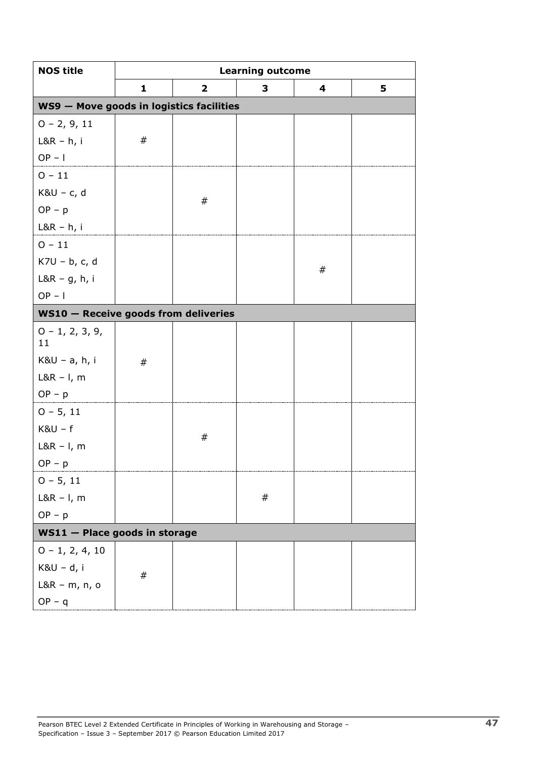| NOS title | Learning outcome | | | | |
|---|---|---|---|---|---|
| | 1 | 2 | 3 | 4 | 5 |
| **WS9 — Move goods in logistics facilities** | | | | | |
| O – 2, 9, 11<br>L&R – h, i<br>OP – l | # | | | | |
| O – 11<br>K&U – c, d<br>OP – p<br>L&R – h, i | | # | | | |
| O – 11<br>K7U – b, c, d<br>L&R – g, h, i<br>OP – l | | | | # | |
| **WS10 — Receive goods from deliveries** | | | | | |
| O – 1, 2, 3, 9, 11<br>K&U – a, h, i<br>L&R – l, m<br>OP – p | # | | | | |
| O – 5, 11<br>K&U – f<br>L&R – l, m<br>OP – p | | # | | | |
| O – 5, 11<br>L&R – l, m<br>OP – p | | | # | | |
| **WS11 — Place goods in storage** | | | | | |
| O – 1, 2, 4, 10<br>K&U – d, i<br>L&R – m, n, o<br>OP – q | # | | | | |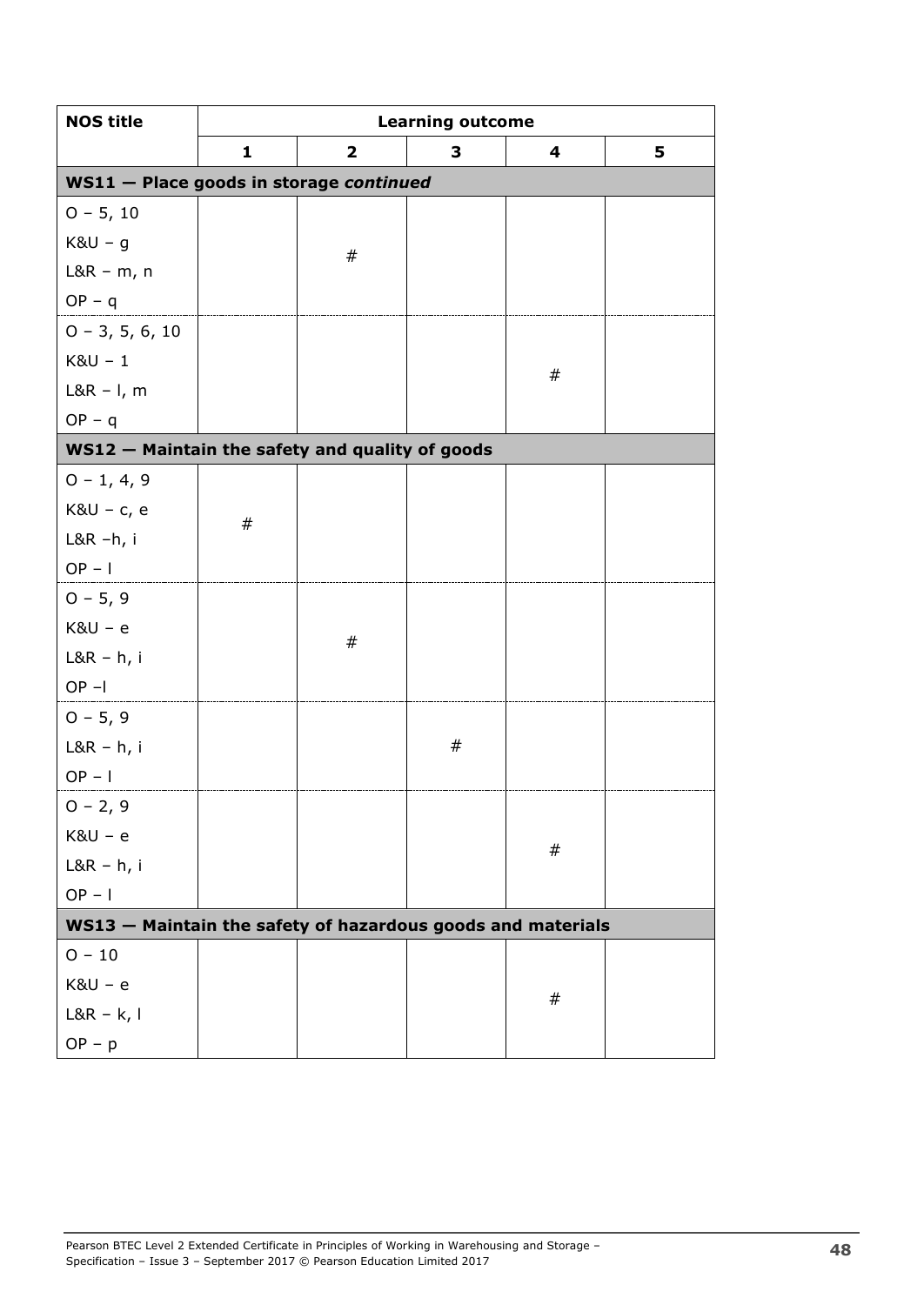| NOS title | Learning outcome | | | | |
|---|---|---|---|---|---|
| | **1** | **2** | **3** | **4** | **5** |
| **WS11 — Place goods in storage *continued*** | | | | | |
| O – 5, 10<br>K&U – g<br>L&R – m, n<br>OP – q | | # | | | |
| O – 3, 5, 6, 10<br>K&U – 1<br>L&R – l, m<br>OP – q | | | | # | |
| **WS12 — Maintain the safety and quality of goods** | | | | | |
| O – 1, 4, 9<br>K&U – c, e<br>L&R –h, i<br>OP – l | # | | | | |
| O – 5, 9<br>K&U – e<br>L&R – h, i<br>OP –l | | # | | | |
| O – 5, 9<br>L&R – h, i<br>OP – l | | | # | | |
| O – 2, 9<br>K&U – e<br>L&R – h, i<br>OP – l | | | | # | |
| **WS13 — Maintain the safety of hazardous goods and materials** | | | | | |
| O – 10<br>K&U – e<br>L&R – k, l<br>OP – p | | | | # | |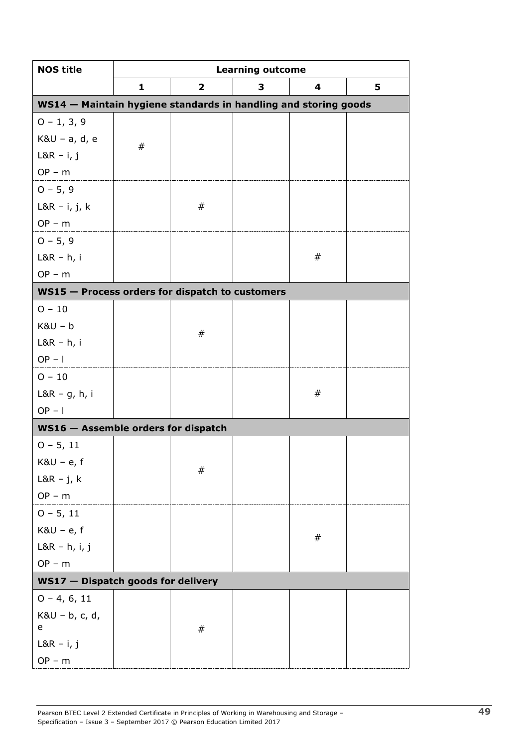| NOS title | Learning outcome | | | | |
|---|---|---|---|---|---|
| | 1 | 2 | 3 | 4 | 5 |
| **WS14 — Maintain hygiene standards in handling and storing goods** | | | | | |
| O – 1, 3, 9<br>K&U – a, d, e<br>L&R – i, j<br>OP – m | # | | | | |
| O – 5, 9<br>L&R – i, j, k<br>OP – m | | # | | | |
| O – 5, 9<br>L&R – h, i<br>OP – m | | | | # | |
| **WS15 — Process orders for dispatch to customers** | | | | | |
| O – 10<br>K&U – b<br>L&R – h, i<br>OP – l | | # | | | |
| O – 10<br>L&R – g, h, i<br>OP – l | | | | # | |
| **WS16 — Assemble orders for dispatch** | | | | | |
| O – 5, 11<br>K&U – e, f<br>L&R – j, k<br>OP – m | | # | | | |
| O – 5, 11<br>K&U – e, f<br>L&R – h, i, j<br>OP – m | | | | # | |
| **WS17 — Dispatch goods for delivery** | | | | | |
| O – 4, 6, 11<br>K&U – b, c, d, e<br>L&R – i, j<br>OP – m | | # | | | |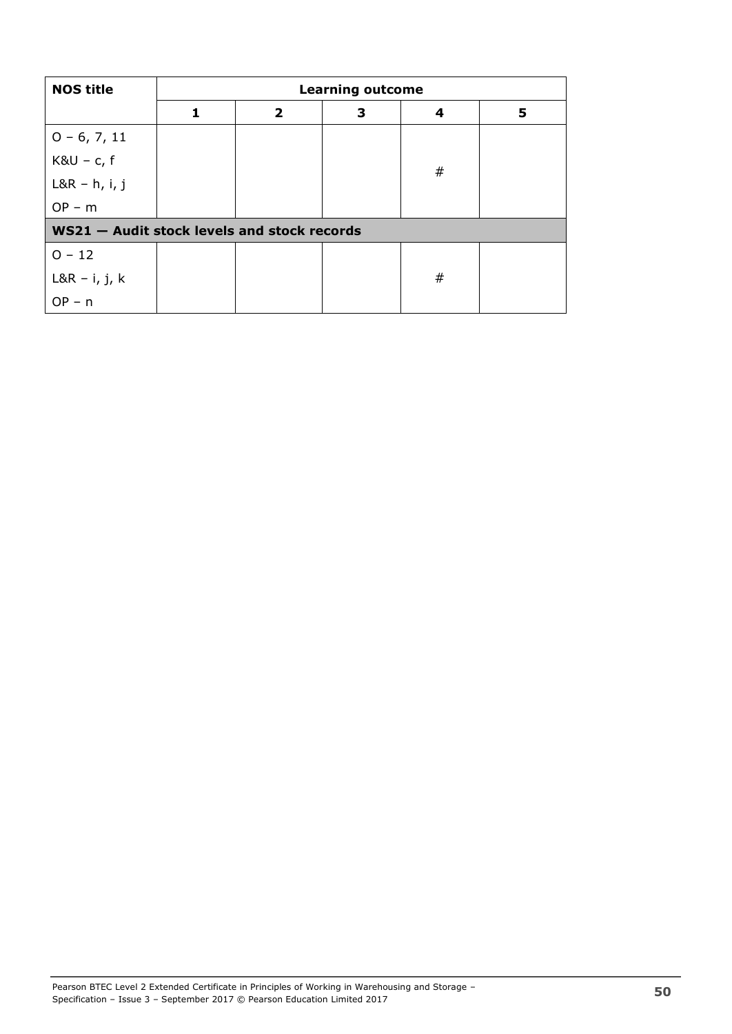| NOS title | Learning outcome | | | | |
|---|---|---|---|---|---|
| | 1 | 2 | 3 | 4 | 5 |
| O – 6, 7, 11<br>K&U – c, f<br>L&R – h, i, j<br>OP – m | | | | # | |
| **WS21 — Audit stock levels and stock records** | | | | | |
| O – 12<br>L&R – i, j, k<br>OP – n | | | | # | |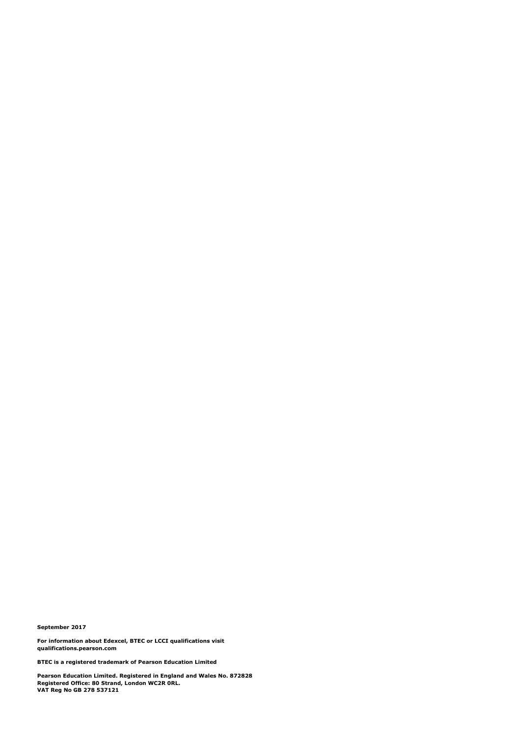**September 2017**

**For information about Edexcel, BTEC or LCCI qualifications visit qualifications.pearson.com**

**BTEC is a registered trademark of Pearson Education Limited**

**Pearson Education Limited. Registered in England and Wales No. 872828**
**Registered Office: 80 Strand, London WC2R 0RL.**
**VAT Reg No GB 278 537121**